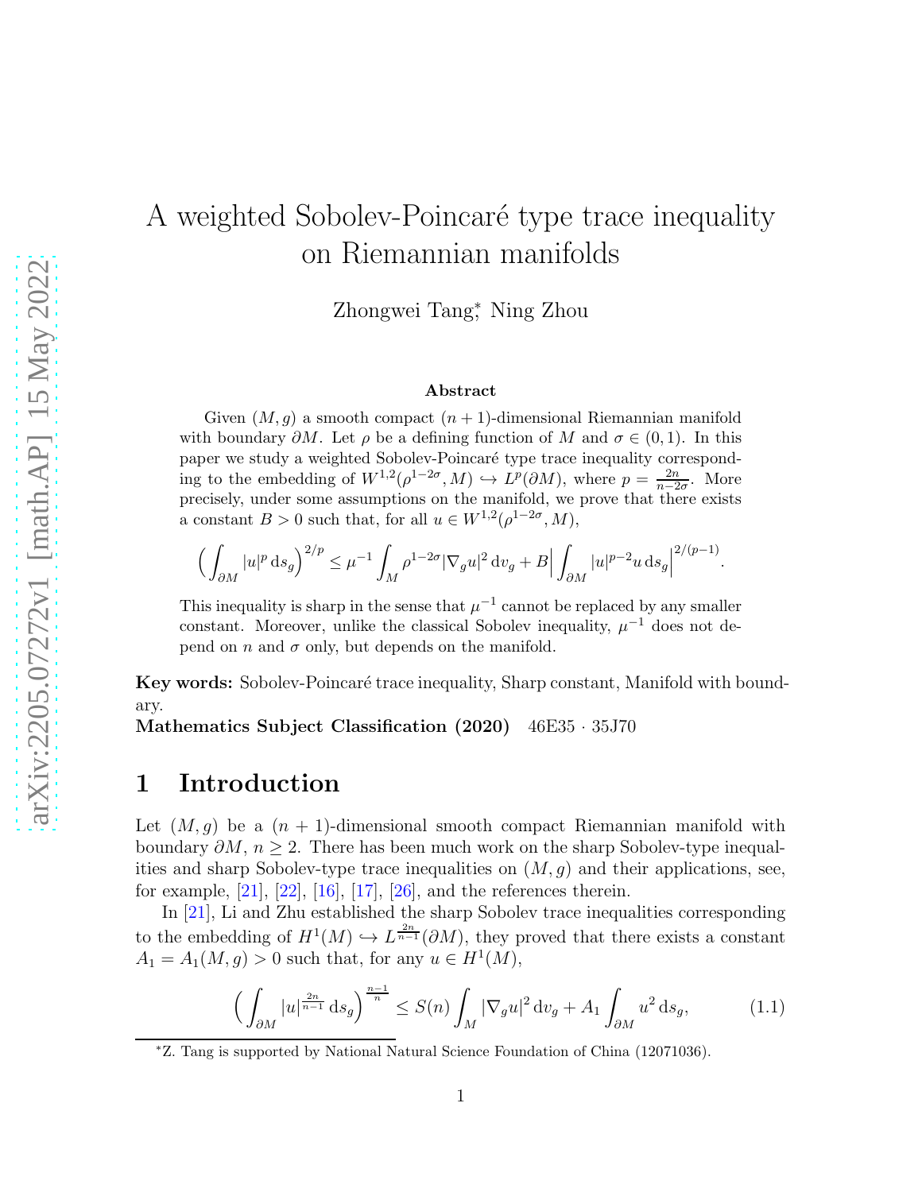# A weighted Sobolev-Poincaré type trace inequality on Riemannian manifolds

Zhongwei Tang*, Ning Zhou

### Abstract

Given $(M, g)$ a smooth compact $(n+1)$-dimensional Riemannian manifold with boundary $\partial M$. Let $\rho$ be a defining function of $M$ and $\sigma \in (0,1)$. In this paper we study a weighted Sobolev-Poincaré type trace inequality corresponding to the embedding of $W^{1,2}(\rho^{1-2\sigma}, M) \hookrightarrow L^p(\partial M)$, where $p = \frac{2n}{n-2\sigma}$. More precisely, under some assumptions on the manifold, we prove that there exists a constant $B > 0$ such that, for all $u \in W^{1,2}(\rho^{1-2\sigma}, M)$,

$$\Big(\int_{\partial M} |u|^p \, \mathrm{d}s_g\Big)^{2/p} \leq \mu^{-1} \int_M \rho^{1-2\sigma} |\nabla_g u|^2 \, \mathrm{d}v_g + B\Big|\int_{\partial M} |u|^{p-2} u \, \mathrm{d}s_g\Big|^{2/(p-1)}.$$

This inequality is sharp in the sense that $\mu^{-1}$ cannot be replaced by any smaller constant. Moreover, unlike the classical Sobolev inequality, $\mu^{-1}$ does not depend on $n$ and $\sigma$ only, but depends on the manifold.

**Key words:** Sobolev-Poincaré trace inequality, Sharp constant, Manifold with boundary.

**Mathematics Subject Classification (2020)** 46E35 · 35J70

## 1 Introduction

Let $(M, g)$ be a $(n+1)$-dimensional smooth compact Riemannian manifold with boundary $\partial M$, $n \geq 2$. There has been much work on the sharp Sobolev-type inequalities and sharp Sobolev-type trace inequalities on $(M, g)$ and their applications, see, for example, [21], [22], [16], [17], [26], and the references therein.

In [21], Li and Zhu established the sharp Sobolev trace inequalities corresponding to the embedding of $H^1(M) \hookrightarrow L^{\frac{2n}{n-1}}(\partial M)$, they proved that there exists a constant $A_1 = A_1(M, g) > 0$ such that, for any $u \in H^1(M)$,

$$\Big(\int_{\partial M} |u|^{\frac{2n}{n-1}} \, \mathrm{d}s_g\Big)^{\frac{n-1}{n}} \leq S(n) \int_M |\nabla_g u|^2 \, \mathrm{d}v_g + A_1 \int_{\partial M} u^2 \, \mathrm{d}s_g, \tag{1.1}$$

*Z. Tang is supported by National Natural Science Foundation of China (12071036).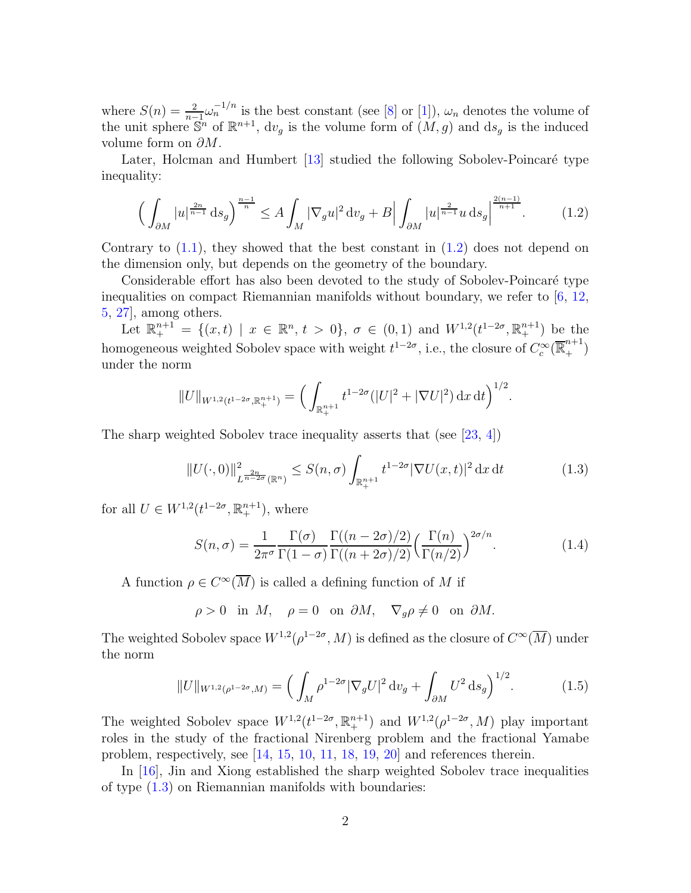where $S(n) = \frac{2}{n-1}\omega_n^{-1/n}$ is the best constant (see [8] or [1]), $\omega_n$ denotes the volume of the unit sphere $\mathbb{S}^n$ of $\mathbb{R}^{n+1}$, $\mathrm{d}v_g$ is the volume form of $(M, g)$ and $\mathrm{d}s_g$ is the induced volume form on $\partial M$.

Later, Holcman and Humbert [13] studied the following Sobolev-Poincaré type inequality:

$$\Big( \int_{\partial M} |u|^{\frac{2n}{n-1}} \,\mathrm{d}s_g \Big)^{\frac{n-1}{n}} \leq A \int_M |\nabla_g u|^2 \,\mathrm{d}v_g + B \Big| \int_{\partial M} |u|^{\frac{2}{n-1}} u \,\mathrm{d}s_g \Big|^{\frac{2(n-1)}{n+1}}. \tag{1.2}$$

Contrary to (1.1), they showed that the best constant in (1.2) does not depend on the dimension only, but depends on the geometry of the boundary.

Considerable effort has also been devoted to the study of Sobolev-Poincaré type inequalities on compact Riemannian manifolds without boundary, we refer to [6, 12, 5, 27], among others.

Let $\mathbb{R}^{n+1}_+ = \{(x, t) \mid x \in \mathbb{R}^n,\, t > 0\}$, $\sigma \in (0, 1)$ and $W^{1,2}(t^{1-2\sigma}, \mathbb{R}^{n+1}_+)$ be the homogeneous weighted Sobolev space with weight $t^{1-2\sigma}$, i.e., the closure of $C_c^\infty(\overline{\mathbb{R}}^{n+1}_+)$ under the norm

$$\|U\|_{W^{1,2}(t^{1-2\sigma}, \mathbb{R}^{n+1}_+)} = \Big( \int_{\mathbb{R}^{n+1}_+} t^{1-2\sigma}(|U|^2 + |\nabla U|^2) \,\mathrm{d}x \,\mathrm{d}t \Big)^{1/2}.$$

The sharp weighted Sobolev trace inequality asserts that (see [23, 4])

$$\|U(\cdot, 0)\|^2_{L^{\frac{2n}{n-2\sigma}}(\mathbb{R}^n)} \leq S(n, \sigma) \int_{\mathbb{R}^{n+1}_+} t^{1-2\sigma} |\nabla U(x, t)|^2 \,\mathrm{d}x \,\mathrm{d}t \tag{1.3}$$

for all $U \in W^{1,2}(t^{1-2\sigma}, \mathbb{R}^{n+1}_+)$, where

$$S(n, \sigma) = \frac{1}{2\pi^\sigma} \frac{\Gamma(\sigma)}{\Gamma(1-\sigma)} \frac{\Gamma((n-2\sigma)/2)}{\Gamma((n+2\sigma)/2)} \Big( \frac{\Gamma(n)}{\Gamma(n/2)} \Big)^{2\sigma/n}. \tag{1.4}$$

A function $\rho \in C^\infty(\overline{M})$ is called a defining function of $M$ if

$$\rho > 0 \quad \text{in } M, \quad \rho = 0 \quad \text{on } \partial M, \quad \nabla_g \rho \neq 0 \quad \text{on } \partial M.$$

The weighted Sobolev space $W^{1,2}(\rho^{1-2\sigma}, M)$ is defined as the closure of $C^\infty(\overline{M})$ under the norm

$$\|U\|_{W^{1,2}(\rho^{1-2\sigma}, M)} = \Big( \int_M \rho^{1-2\sigma} |\nabla_g U|^2 \,\mathrm{d}v_g + \int_{\partial M} U^2 \,\mathrm{d}s_g \Big)^{1/2}. \tag{1.5}$$

The weighted Sobolev space $W^{1,2}(t^{1-2\sigma}, \mathbb{R}^{n+1}_+)$ and $W^{1,2}(\rho^{1-2\sigma}, M)$ play important roles in the study of the fractional Nirenberg problem and the fractional Yamabe problem, respectively, see [14, 15, 10, 11, 18, 19, 20] and references therein.

In [16], Jin and Xiong established the sharp weighted Sobolev trace inequalities of type (1.3) on Riemannian manifolds with boundaries: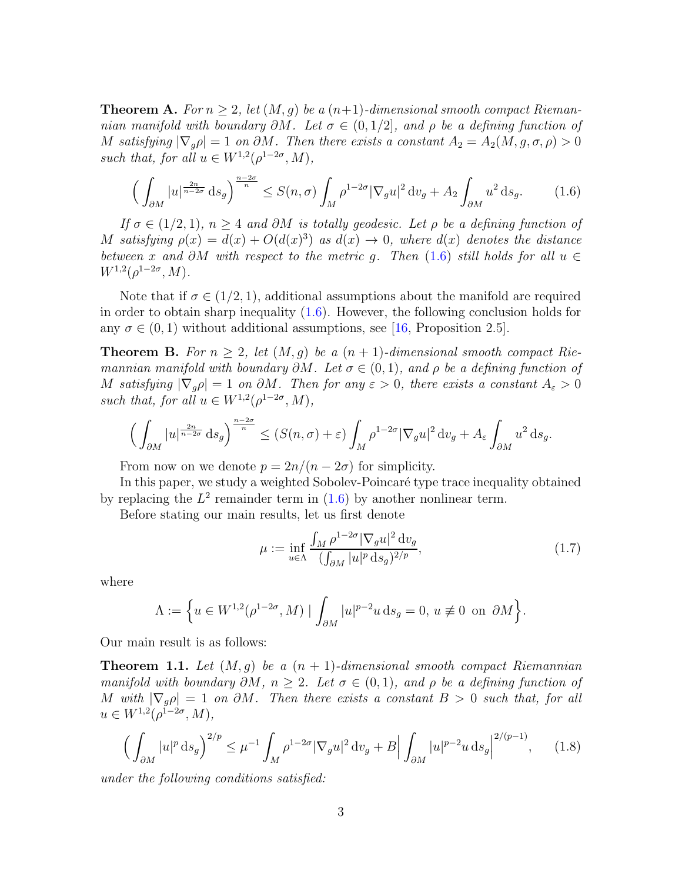**Theorem A.** *For $n \geq 2$, let $(M, g)$ be a $(n+1)$-dimensional smooth compact Riemannian manifold with boundary $\partial M$. Let $\sigma \in (0, 1/2]$, and $\rho$ be a defining function of $M$ satisfying $|\nabla_g \rho| = 1$ on $\partial M$. Then there exists a constant $A_2 = A_2(M, g, \sigma, \rho) > 0$ such that, for all $u \in W^{1,2}(\rho^{1-2\sigma}, M)$,*

$$\Big( \int_{\partial M} |u|^{\frac{2n}{n-2\sigma}} \, \mathrm{d}s_g \Big)^{\frac{n-2\sigma}{n}} \leq S(n, \sigma) \int_M \rho^{1-2\sigma} |\nabla_g u|^2 \, \mathrm{d}v_g + A_2 \int_{\partial M} u^2 \, \mathrm{d}s_g. \tag{1.6}$$

*If $\sigma \in (1/2, 1)$, $n \geq 4$ and $\partial M$ is totally geodesic. Let $\rho$ be a defining function of $M$ satisfying $\rho(x) = d(x) + O(d(x)^3)$ as $d(x) \to 0$, where $d(x)$ denotes the distance between $x$ and $\partial M$ with respect to the metric $g$. Then (1.6) still holds for all $u \in W^{1,2}(\rho^{1-2\sigma}, M)$.*

Note that if $\sigma \in (1/2, 1)$, additional assumptions about the manifold are required in order to obtain sharp inequality (1.6). However, the following conclusion holds for any $\sigma \in (0, 1)$ without additional assumptions, see [16, Proposition 2.5].

**Theorem B.** *For $n \geq 2$, let $(M, g)$ be a $(n+1)$-dimensional smooth compact Riemannian manifold with boundary $\partial M$. Let $\sigma \in (0, 1)$, and $\rho$ be a defining function of $M$ satisfying $|\nabla_g \rho| = 1$ on $\partial M$. Then for any $\varepsilon > 0$, there exists a constant $A_\varepsilon > 0$ such that, for all $u \in W^{1,2}(\rho^{1-2\sigma}, M)$,*

$$\Big( \int_{\partial M} |u|^{\frac{2n}{n-2\sigma}} \, \mathrm{d}s_g \Big)^{\frac{n-2\sigma}{n}} \leq (S(n, \sigma) + \varepsilon) \int_M \rho^{1-2\sigma} |\nabla_g u|^2 \, \mathrm{d}v_g + A_\varepsilon \int_{\partial M} u^2 \, \mathrm{d}s_g.$$

From now on we denote $p = 2n/(n - 2\sigma)$ for simplicity.

In this paper, we study a weighted Sobolev-Poincaré type trace inequality obtained by replacing the $L^2$ remainder term in (1.6) by another nonlinear term.

Before stating our main results, let us first denote

$$\mu := \inf_{u \in \Lambda} \frac{\int_M \rho^{1-2\sigma} |\nabla_g u|^2 \, \mathrm{d}v_g}{(\int_{\partial M} |u|^p \, \mathrm{d}s_g)^{2/p}}, \tag{1.7}$$

where

$$\Lambda := \Big\{ u \in W^{1,2}(\rho^{1-2\sigma}, M) \mid \int_{\partial M} |u|^{p-2} u \, \mathrm{d}s_g = 0, \ u \not\equiv 0 \ \text{on} \ \partial M \Big\}.$$

Our main result is as follows:

**Theorem 1.1.** *Let $(M, g)$ be a $(n+1)$-dimensional smooth compact Riemannian manifold with boundary $\partial M$, $n \geq 2$. Let $\sigma \in (0, 1)$, and $\rho$ be a defining function of $M$ with $|\nabla_g \rho| = 1$ on $\partial M$. Then there exists a constant $B > 0$ such that, for all $u \in W^{1,2}(\rho^{1-2\sigma}, M)$,*

$$\Big( \int_{\partial M} |u|^p \, \mathrm{d}s_g \Big)^{2/p} \leq \mu^{-1} \int_M \rho^{1-2\sigma} |\nabla_g u|^2 \, \mathrm{d}v_g + B \Big| \int_{\partial M} |u|^{p-2} u \, \mathrm{d}s_g \Big|^{2/(p-1)}, \tag{1.8}$$

*under the following conditions satisfied:*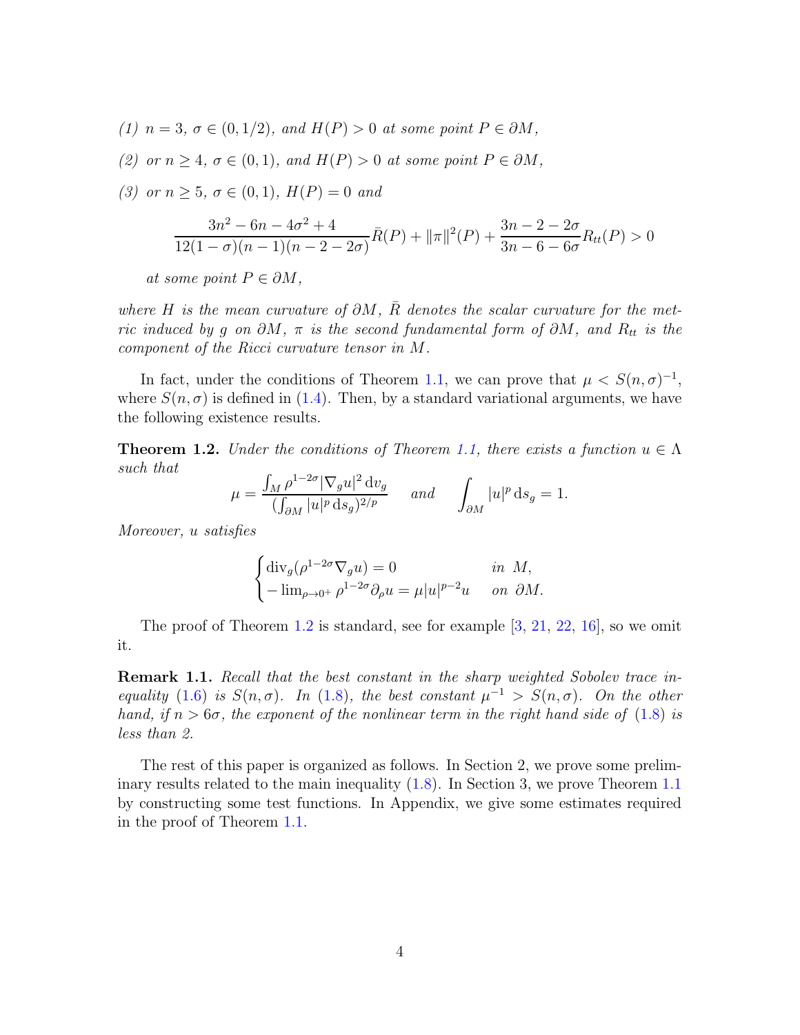*(1) $n = 3$, $\sigma \in (0, 1/2)$, and $H(P) > 0$ at some point $P \in \partial M$,*

*(2) or $n \geq 4$, $\sigma \in (0, 1)$, and $H(P) > 0$ at some point $P \in \partial M$,*

*(3) or $n \geq 5$, $\sigma \in (0, 1)$, $H(P) = 0$ and*

$$\frac{3n^2 - 6n - 4\sigma^2 + 4}{12(1-\sigma)(n-1)(n-2-2\sigma)}\bar{R}(P) + \|\pi\|^2(P) + \frac{3n-2-2\sigma}{3n-6-6\sigma}R_{tt}(P) > 0$$

*at some point $P \in \partial M$,*

*where $H$ is the mean curvature of $\partial M$, $\bar{R}$ denotes the scalar curvature for the metric induced by $g$ on $\partial M$, $\pi$ is the second fundamental form of $\partial M$, and $R_{tt}$ is the component of the Ricci curvature tensor in $M$.*

In fact, under the conditions of Theorem 1.1, we can prove that $\mu < S(n, \sigma)^{-1}$, where $S(n, \sigma)$ is defined in (1.4). Then, by a standard variational arguments, we have the following existence results.

**Theorem 1.2.** *Under the conditions of Theorem 1.1, there exists a function $u \in \Lambda$ such that*

$$\mu = \frac{\int_M \rho^{1-2\sigma}|\nabla_g u|^2 \,\mathrm{d}v_g}{(\int_{\partial M}|u|^p \,\mathrm{d}s_g)^{2/p}} \quad \text{ and } \quad \int_{\partial M}|u|^p \,\mathrm{d}s_g = 1.$$

*Moreover, $u$ satisfies*

$$\begin{cases} \mathrm{div}_g(\rho^{1-2\sigma}\nabla_g u) = 0 & \text{in } M, \\ -\lim_{\rho\to 0^+}\rho^{1-2\sigma}\partial_\rho u = \mu|u|^{p-2}u & \text{on } \partial M. \end{cases}$$

The proof of Theorem 1.2 is standard, see for example [3, 21, 22, 16], so we omit it.

**Remark 1.1.** *Recall that the best constant in the sharp weighted Sobolev trace inequality (1.6) is $S(n, \sigma)$. In (1.8), the best constant $\mu^{-1} > S(n, \sigma)$. On the other hand, if $n > 6\sigma$, the exponent of the nonlinear term in the right hand side of (1.8) is less than 2.*

The rest of this paper is organized as follows. In Section 2, we prove some preliminary results related to the main inequality (1.8). In Section 3, we prove Theorem 1.1 by constructing some test functions. In Appendix, we give some estimates required in the proof of Theorem 1.1.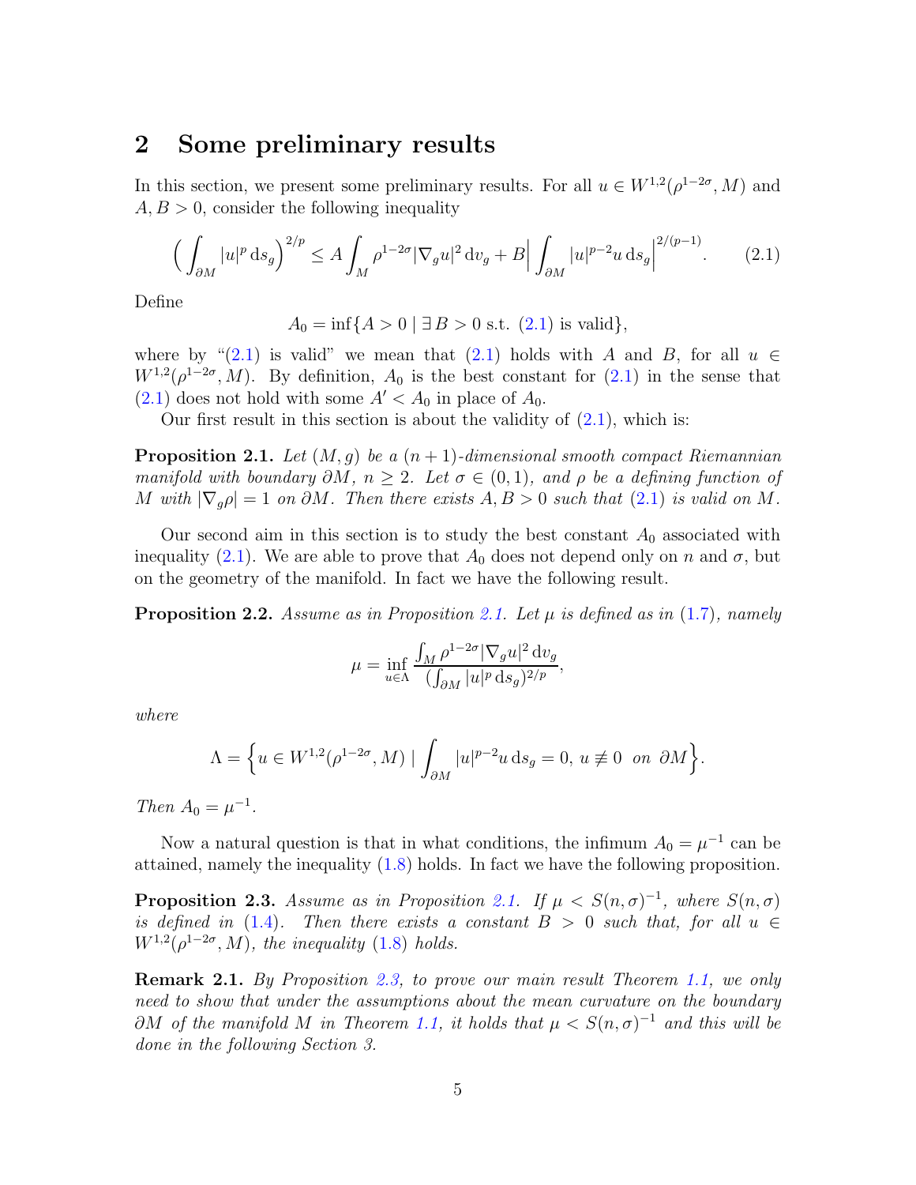## 2 Some preliminary results

In this section, we present some preliminary results. For all $u \in W^{1,2}(\rho^{1-2\sigma}, M)$ and $A, B > 0$, consider the following inequality

$$\Big( \int_{\partial M} |u|^p \,\mathrm{d}s_g \Big)^{2/p} \leq A \int_M \rho^{1-2\sigma} |\nabla_g u|^2 \,\mathrm{d}v_g + B \Big| \int_{\partial M} |u|^{p-2} u \,\mathrm{d}s_g \Big|^{2/(p-1)}. \tag{2.1}$$

Define

$$A_0 = \inf\{A > 0 \mid \exists\, B > 0 \text{ s.t. } (2.1) \text{ is valid}\},$$

where by "(2.1) is valid" we mean that (2.1) holds with $A$ and $B$, for all $u \in W^{1,2}(\rho^{1-2\sigma}, M)$. By definition, $A_0$ is the best constant for (2.1) in the sense that (2.1) does not hold with some $A' < A_0$ in place of $A_0$.

Our first result in this section is about the validity of (2.1), which is:

**Proposition 2.1.** *Let $(M, g)$ be a $(n+1)$-dimensional smooth compact Riemannian manifold with boundary $\partial M$, $n \geq 2$. Let $\sigma \in (0, 1)$, and $\rho$ be a defining function of $M$ with $|\nabla_g \rho| = 1$ on $\partial M$. Then there exists $A, B > 0$ such that (2.1) is valid on $M$.*

Our second aim in this section is to study the best constant $A_0$ associated with inequality (2.1). We are able to prove that $A_0$ does not depend only on $n$ and $\sigma$, but on the geometry of the manifold. In fact we have the following result.

**Proposition 2.2.** *Assume as in Proposition 2.1. Let $\mu$ is defined as in (1.7), namely*

$$\mu = \inf_{u \in \Lambda} \frac{\int_M \rho^{1-2\sigma} |\nabla_g u|^2 \,\mathrm{d}v_g}{(\int_{\partial M} |u|^p \,\mathrm{d}s_g)^{2/p}},$$

*where*

$$\Lambda = \Big\{ u \in W^{1,2}(\rho^{1-2\sigma}, M) \mid \int_{\partial M} |u|^{p-2} u \,\mathrm{d}s_g = 0,\ u \not\equiv 0 \ \text{ on } \partial M \Big\}.$$

*Then $A_0 = \mu^{-1}$.*

Now a natural question is that in what conditions, the infimum $A_0 = \mu^{-1}$ can be attained, namely the inequality (1.8) holds. In fact we have the following proposition.

**Proposition 2.3.** *Assume as in Proposition 2.1. If $\mu < S(n, \sigma)^{-1}$, where $S(n, \sigma)$ is defined in (1.4). Then there exists a constant $B > 0$ such that, for all $u \in W^{1,2}(\rho^{1-2\sigma}, M)$, the inequality (1.8) holds.*

**Remark 2.1.** *By Proposition 2.3, to prove our main result Theorem 1.1, we only need to show that under the assumptions about the mean curvature on the boundary $\partial M$ of the manifold $M$ in Theorem 1.1, it holds that $\mu < S(n, \sigma)^{-1}$ and this will be done in the following Section 3.*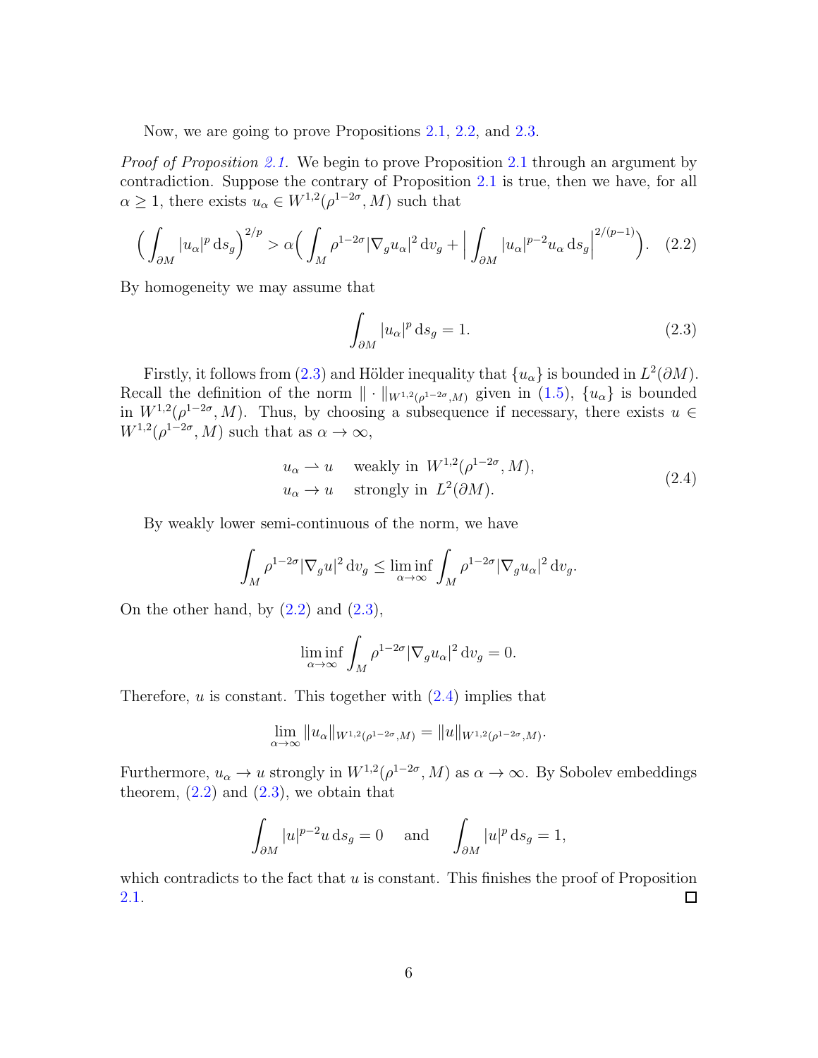Now, we are going to prove Propositions 2.1, 2.2, and 2.3.

*Proof of Proposition 2.1.* We begin to prove Proposition 2.1 through an argument by contradiction. Suppose the contrary of Proposition 2.1 is true, then we have, for all $\alpha \geq 1$, there exists $u_\alpha \in W^{1,2}(\rho^{1-2\sigma}, M)$ such that

$$\Big( \int_{\partial M} |u_\alpha|^p \, \mathrm{d}s_g \Big)^{2/p} > \alpha \Big( \int_M \rho^{1-2\sigma} |\nabla_g u_\alpha|^2 \, \mathrm{d}v_g + \Big| \int_{\partial M} |u_\alpha|^{p-2} u_\alpha \, \mathrm{d}s_g \Big|^{2/(p-1)} \Big). \tag{2.2}$$

By homogeneity we may assume that

$$\int_{\partial M} |u_\alpha|^p \, \mathrm{d}s_g = 1. \tag{2.3}$$

Firstly, it follows from (2.3) and Hölder inequality that $\{u_\alpha\}$ is bounded in $L^2(\partial M)$. Recall the definition of the norm $\| \cdot \|_{W^{1,2}(\rho^{1-2\sigma}, M)}$ given in (1.5), $\{u_\alpha\}$ is bounded in $W^{1,2}(\rho^{1-2\sigma}, M)$. Thus, by choosing a subsequence if necessary, there exists $u \in W^{1,2}(\rho^{1-2\sigma}, M)$ such that as $\alpha \to \infty$,

$$\begin{aligned} u_\alpha \rightharpoonup u \quad & \text{weakly in } W^{1,2}(\rho^{1-2\sigma}, M), \\ u_\alpha \to u \quad & \text{strongly in } L^2(\partial M). \end{aligned} \tag{2.4}$$

By weakly lower semi-continuous of the norm, we have

$$\int_M \rho^{1-2\sigma} |\nabla_g u|^2 \, \mathrm{d}v_g \leq \liminf_{\alpha \to \infty} \int_M \rho^{1-2\sigma} |\nabla_g u_\alpha|^2 \, \mathrm{d}v_g.$$

On the other hand, by (2.2) and (2.3),

$$\liminf_{\alpha \to \infty} \int_M \rho^{1-2\sigma} |\nabla_g u_\alpha|^2 \, \mathrm{d}v_g = 0.$$

Therefore, $u$ is constant. This together with (2.4) implies that

$$\lim_{\alpha \to \infty} \|u_\alpha\|_{W^{1,2}(\rho^{1-2\sigma}, M)} = \|u\|_{W^{1,2}(\rho^{1-2\sigma}, M)}.$$

Furthermore, $u_\alpha \to u$ strongly in $W^{1,2}(\rho^{1-2\sigma}, M)$ as $\alpha \to \infty$. By Sobolev embeddings theorem, (2.2) and (2.3), we obtain that

$$\int_{\partial M} |u|^{p-2} u \, \mathrm{d}s_g = 0 \quad \text{ and } \quad \int_{\partial M} |u|^p \, \mathrm{d}s_g = 1,$$

which contradicts to the fact that $u$ is constant. This finishes the proof of Proposition 2.1. $\square$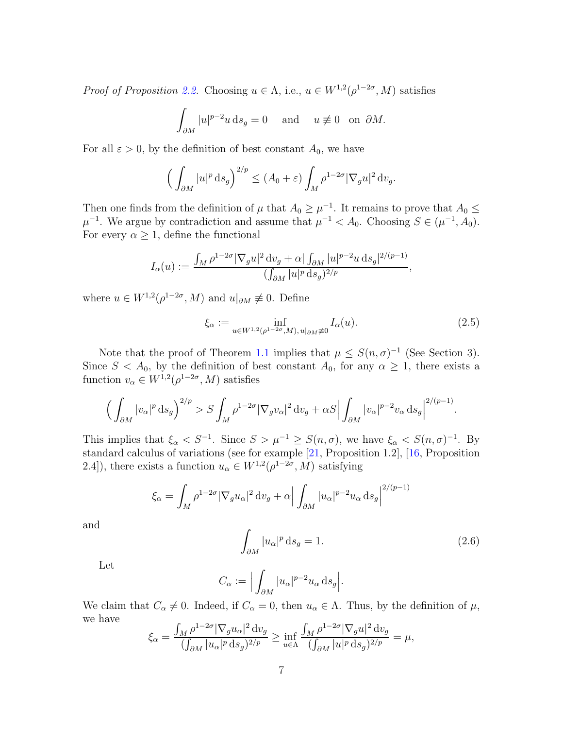*Proof of Proposition 2.2.* Choosing $u \in \Lambda$, i.e., $u \in W^{1,2}(\rho^{1-2\sigma}, M)$ satisfies

$$\int_{\partial M} |u|^{p-2} u \,\mathrm{d}s_g = 0 \quad \text{and} \quad u \not\equiv 0 \ \text{ on } \partial M.$$

For all $\varepsilon > 0$, by the definition of best constant $A_0$, we have

$$\Big( \int_{\partial M} |u|^p \,\mathrm{d}s_g \Big)^{2/p} \le (A_0 + \varepsilon) \int_M \rho^{1-2\sigma} |\nabla_g u|^2 \,\mathrm{d}v_g.$$

Then one finds from the definition of $\mu$ that $A_0 \ge \mu^{-1}$. It remains to prove that $A_0 \le \mu^{-1}$. We argue by contradiction and assume that $\mu^{-1} < A_0$. Choosing $S \in (\mu^{-1}, A_0)$. For every $\alpha \ge 1$, define the functional

$$I_\alpha(u) := \frac{\int_M \rho^{1-2\sigma} |\nabla_g u|^2 \,\mathrm{d}v_g + \alpha \big| \int_{\partial M} |u|^{p-2} u \,\mathrm{d}s_g \big|^{2/(p-1)}}{(\int_{\partial M} |u|^p \,\mathrm{d}s_g)^{2/p}},$$

where $u \in W^{1,2}(\rho^{1-2\sigma}, M)$ and $u|_{\partial M} \not\equiv 0$. Define

$$\xi_\alpha := \inf_{u \in W^{1,2}(\rho^{1-2\sigma}, M),\, u|_{\partial M} \not\equiv 0} I_\alpha(u). \tag{2.5}$$

Note that the proof of Theorem 1.1 implies that $\mu \le S(n,\sigma)^{-1}$ (See Section 3). Since $S < A_0$, by the definition of best constant $A_0$, for any $\alpha \ge 1$, there exists a function $v_\alpha \in W^{1,2}(\rho^{1-2\sigma}, M)$ satisfies

$$\Big( \int_{\partial M} |v_\alpha|^p \,\mathrm{d}s_g \Big)^{2/p} > S \int_M \rho^{1-2\sigma} |\nabla_g v_\alpha|^2 \,\mathrm{d}v_g + \alpha S \Big| \int_{\partial M} |v_\alpha|^{p-2} v_\alpha \,\mathrm{d}s_g \Big|^{2/(p-1)}.$$

This implies that $\xi_\alpha < S^{-1}$. Since $S > \mu^{-1} \ge S(n,\sigma)$, we have $\xi_\alpha < S(n,\sigma)^{-1}$. By standard calculus of variations (see for example [21, Proposition 1.2], [16, Proposition 2.4]), there exists a function $u_\alpha \in W^{1,2}(\rho^{1-2\sigma}, M)$ satisfying

$$\xi_\alpha = \int_M \rho^{1-2\sigma} |\nabla_g u_\alpha|^2 \,\mathrm{d}v_g + \alpha \Big| \int_{\partial M} |u_\alpha|^{p-2} u_\alpha \,\mathrm{d}s_g \Big|^{2/(p-1)}$$

and

$$\int_{\partial M} |u_\alpha|^p \,\mathrm{d}s_g = 1. \tag{2.6}$$

Let

$$C_\alpha := \Big| \int_{\partial M} |u_\alpha|^{p-2} u_\alpha \,\mathrm{d}s_g \Big|.$$

We claim that $C_\alpha \ne 0$. Indeed, if $C_\alpha = 0$, then $u_\alpha \in \Lambda$. Thus, by the definition of $\mu$, we have

$$\xi_\alpha = \frac{\int_M \rho^{1-2\sigma} |\nabla_g u_\alpha|^2 \,\mathrm{d}v_g}{(\int_{\partial M} |u_\alpha|^p \,\mathrm{d}s_g)^{2/p}} \ge \inf_{u \in \Lambda} \frac{\int_M \rho^{1-2\sigma} |\nabla_g u|^2 \,\mathrm{d}v_g}{(\int_{\partial M} |u|^p \,\mathrm{d}s_g)^{2/p}} = \mu,$$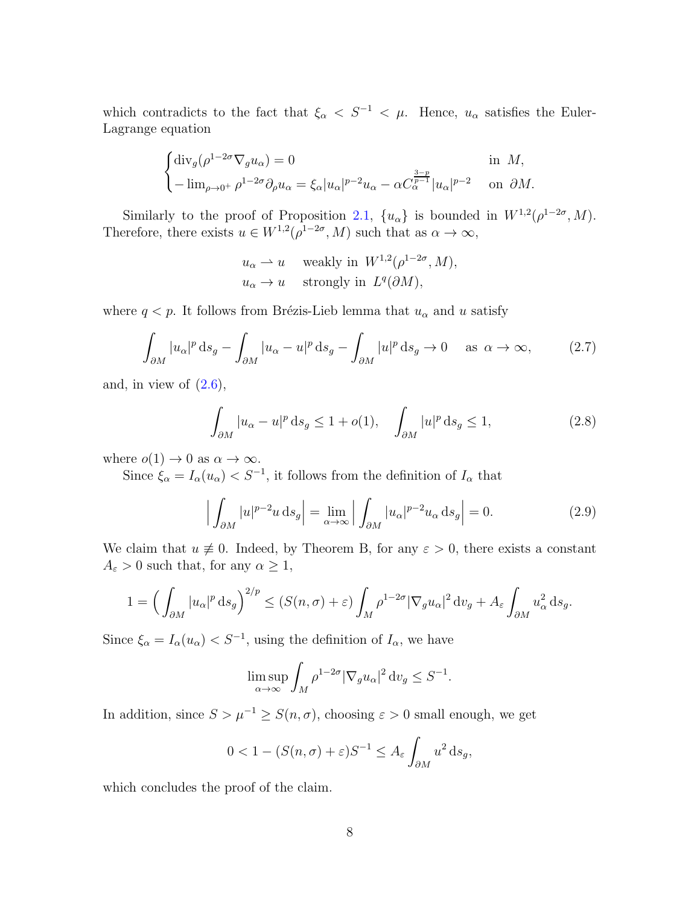which contradicts to the fact that $\xi_\alpha < S^{-1} < \mu$. Hence, $u_\alpha$ satisfies the Euler-Lagrange equation

$$
\begin{cases}
\operatorname{div}_g(\rho^{1-2\sigma}\nabla_g u_\alpha) = 0 & \text{in } M,\\
-\lim_{\rho\to 0^+}\rho^{1-2\sigma}\partial_\rho u_\alpha = \xi_\alpha |u_\alpha|^{p-2}u_\alpha - \alpha C_\alpha^{\frac{3-p}{p-1}}|u_\alpha|^{p-2} & \text{on } \partial M.
\end{cases}
$$

Similarly to the proof of Proposition 2.1, $\{u_\alpha\}$ is bounded in $W^{1,2}(\rho^{1-2\sigma}, M)$. Therefore, there exists $u \in W^{1,2}(\rho^{1-2\sigma}, M)$ such that as $\alpha \to \infty$,

$$
\begin{aligned}
u_\alpha &\rightharpoonup u \quad \text{weakly in } W^{1,2}(\rho^{1-2\sigma}, M),\\
u_\alpha &\to u \quad \text{strongly in } L^q(\partial M),
\end{aligned}
$$

where $q < p$. It follows from Brézis-Lieb lemma that $u_\alpha$ and $u$ satisfy

$$
\int_{\partial M}|u_\alpha|^p\,\mathrm{d}s_g - \int_{\partial M}|u_\alpha - u|^p\,\mathrm{d}s_g - \int_{\partial M}|u|^p\,\mathrm{d}s_g \to 0 \quad \text{as } \alpha\to\infty, \tag{2.7}
$$

and, in view of (2.6),

$$
\int_{\partial M}|u_\alpha - u|^p\,\mathrm{d}s_g \le 1 + o(1), \quad \int_{\partial M}|u|^p\,\mathrm{d}s_g \le 1, \tag{2.8}
$$

where $o(1)\to 0$ as $\alpha\to\infty$.

Since $\xi_\alpha = I_\alpha(u_\alpha) < S^{-1}$, it follows from the definition of $I_\alpha$ that

$$
\Big|\int_{\partial M}|u|^{p-2}u\,\mathrm{d}s_g\Big| = \lim_{\alpha\to\infty}\Big|\int_{\partial M}|u_\alpha|^{p-2}u_\alpha\,\mathrm{d}s_g\Big| = 0. \tag{2.9}
$$

We claim that $u \not\equiv 0$. Indeed, by Theorem B, for any $\varepsilon > 0$, there exists a constant $A_\varepsilon > 0$ such that, for any $\alpha \ge 1$,

$$
1 = \Big(\int_{\partial M}|u_\alpha|^p\,\mathrm{d}s_g\Big)^{2/p} \le (S(n,\sigma)+\varepsilon)\int_M \rho^{1-2\sigma}|\nabla_g u_\alpha|^2\,\mathrm{d}v_g + A_\varepsilon\int_{\partial M}u_\alpha^2\,\mathrm{d}s_g.
$$

Since $\xi_\alpha = I_\alpha(u_\alpha) < S^{-1}$, using the definition of $I_\alpha$, we have

$$
\limsup_{\alpha\to\infty}\int_M \rho^{1-2\sigma}|\nabla_g u_\alpha|^2\,\mathrm{d}v_g \le S^{-1}.
$$

In addition, since $S > \mu^{-1} \ge S(n,\sigma)$, choosing $\varepsilon > 0$ small enough, we get

$$
0 < 1 - (S(n,\sigma)+\varepsilon)S^{-1} \le A_\varepsilon\int_{\partial M}u^2\,\mathrm{d}s_g,
$$

which concludes the proof of the claim.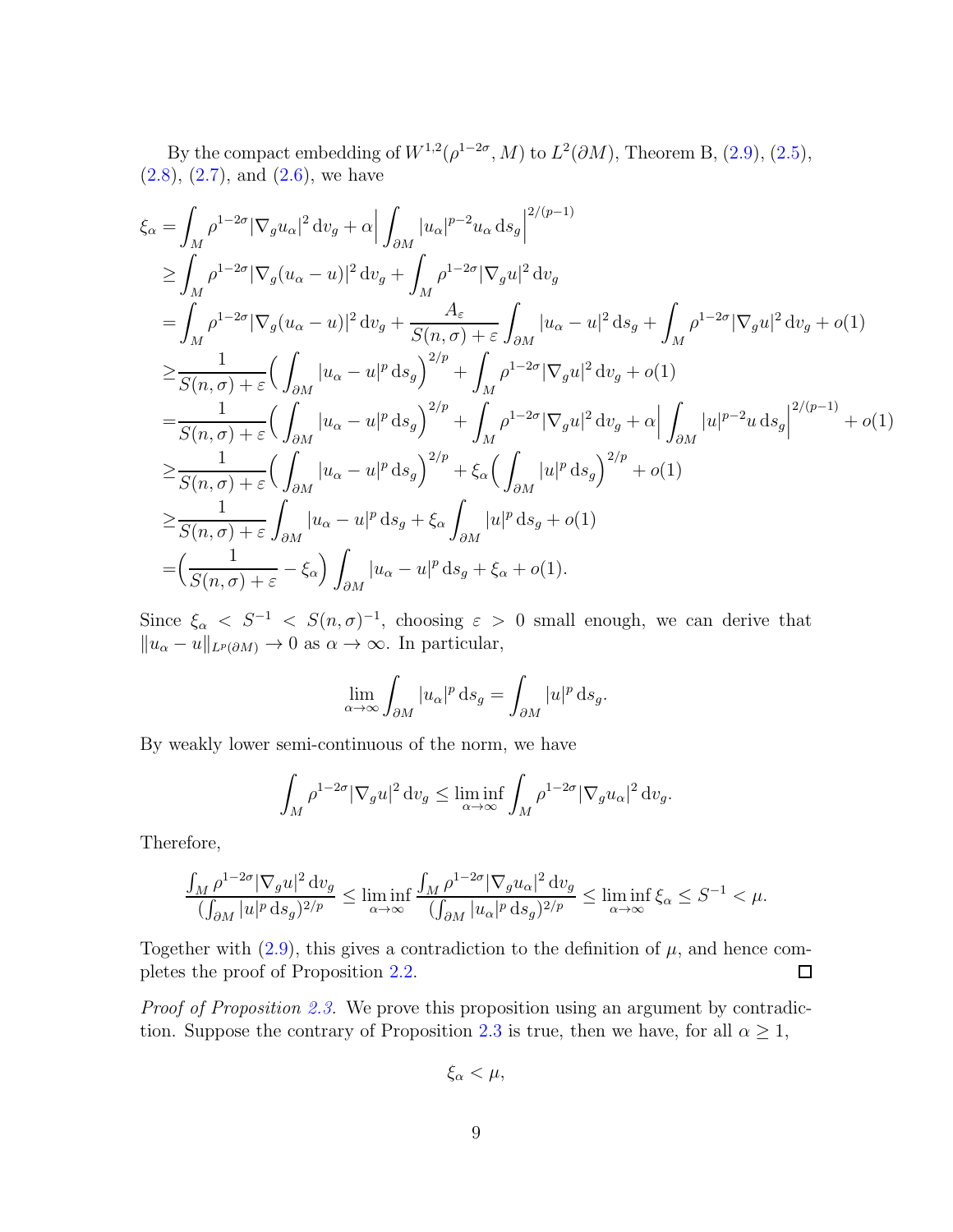By the compact embedding of $W^{1,2}(\rho^{1-2\sigma}, M)$ to $L^2(\partial M)$, Theorem B, (2.9), (2.5), (2.8), (2.7), and (2.6), we have

$$
\begin{aligned}
\xi_\alpha =& \int_M \rho^{1-2\sigma} |\nabla_g u_\alpha|^2 \, \mathrm{d}v_g + \alpha \Big| \int_{\partial M} |u_\alpha|^{p-2} u_\alpha \, \mathrm{d}s_g \Big|^{2/(p-1)} \\
\geq & \int_M \rho^{1-2\sigma} |\nabla_g (u_\alpha - u)|^2 \, \mathrm{d}v_g + \int_M \rho^{1-2\sigma} |\nabla_g u|^2 \, \mathrm{d}v_g \\
=& \int_M \rho^{1-2\sigma} |\nabla_g (u_\alpha - u)|^2 \, \mathrm{d}v_g + \frac{A_\varepsilon}{S(n,\sigma)+\varepsilon} \int_{\partial M} |u_\alpha - u|^2 \, \mathrm{d}s_g + \int_M \rho^{1-2\sigma} |\nabla_g u|^2 \, \mathrm{d}v_g + o(1) \\
\geq & \frac{1}{S(n,\sigma)+\varepsilon} \Big( \int_{\partial M} |u_\alpha - u|^p \, \mathrm{d}s_g \Big)^{2/p} + \int_M \rho^{1-2\sigma} |\nabla_g u|^2 \, \mathrm{d}v_g + o(1) \\
=& \frac{1}{S(n,\sigma)+\varepsilon} \Big( \int_{\partial M} |u_\alpha - u|^p \, \mathrm{d}s_g \Big)^{2/p} + \int_M \rho^{1-2\sigma} |\nabla_g u|^2 \, \mathrm{d}v_g + \alpha \Big| \int_{\partial M} |u|^{p-2} u \, \mathrm{d}s_g \Big|^{2/(p-1)} + o(1) \\
\geq & \frac{1}{S(n,\sigma)+\varepsilon} \Big( \int_{\partial M} |u_\alpha - u|^p \, \mathrm{d}s_g \Big)^{2/p} + \xi_\alpha \Big( \int_{\partial M} |u|^p \, \mathrm{d}s_g \Big)^{2/p} + o(1) \\
\geq & \frac{1}{S(n,\sigma)+\varepsilon} \int_{\partial M} |u_\alpha - u|^p \, \mathrm{d}s_g + \xi_\alpha \int_{\partial M} |u|^p \, \mathrm{d}s_g + o(1) \\
=& \Big( \frac{1}{S(n,\sigma)+\varepsilon} - \xi_\alpha \Big) \int_{\partial M} |u_\alpha - u|^p \, \mathrm{d}s_g + \xi_\alpha + o(1).
\end{aligned}
$$

Since $\xi_\alpha < S^{-1} < S(n,\sigma)^{-1}$, choosing $\varepsilon > 0$ small enough, we can derive that $\|u_\alpha - u\|_{L^p(\partial M)} \to 0$ as $\alpha \to \infty$. In particular,

$$
\lim_{\alpha \to \infty} \int_{\partial M} |u_\alpha|^p \, \mathrm{d}s_g = \int_{\partial M} |u|^p \, \mathrm{d}s_g.
$$

By weakly lower semi-continuous of the norm, we have

$$
\int_M \rho^{1-2\sigma} |\nabla_g u|^2 \, \mathrm{d}v_g \leq \liminf_{\alpha \to \infty} \int_M \rho^{1-2\sigma} |\nabla_g u_\alpha|^2 \, \mathrm{d}v_g.
$$

Therefore,

$$
\frac{\int_M \rho^{1-2\sigma} |\nabla_g u|^2 \, \mathrm{d}v_g}{(\int_{\partial M} |u|^p \, \mathrm{d}s_g)^{2/p}} \leq \liminf_{\alpha \to \infty} \frac{\int_M \rho^{1-2\sigma} |\nabla_g u_\alpha|^2 \, \mathrm{d}v_g}{(\int_{\partial M} |u_\alpha|^p \, \mathrm{d}s_g)^{2/p}} \leq \liminf_{\alpha \to \infty} \xi_\alpha \leq S^{-1} < \mu.
$$

Together with (2.9), this gives a contradiction to the definition of $\mu$, and hence completes the proof of Proposition 2.2. ☐

*Proof of Proposition 2.3.* We prove this proposition using an argument by contradiction. Suppose the contrary of Proposition 2.3 is true, then we have, for all $\alpha \geq 1$,

$$
\xi_\alpha < \mu,
$$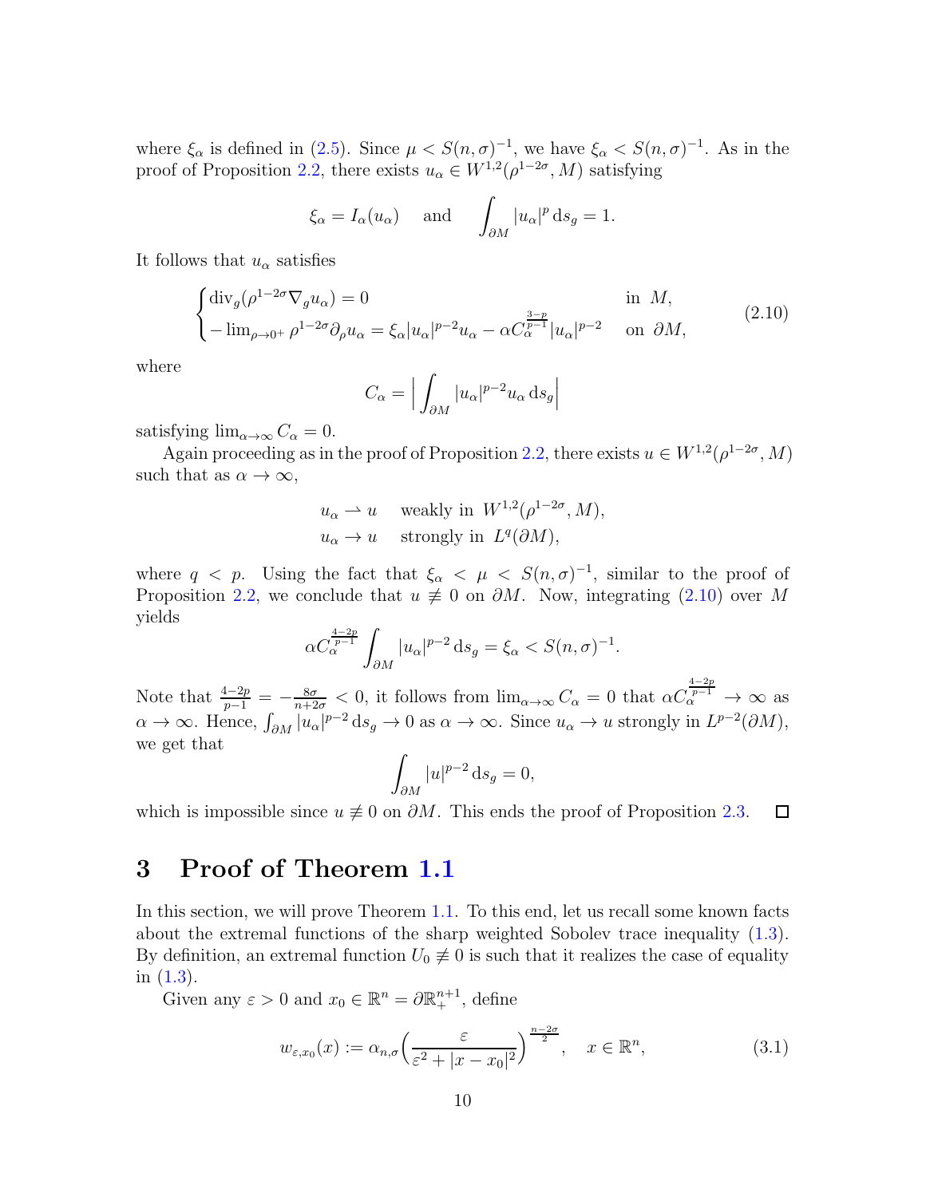where $\xi_\alpha$ is defined in (2.5). Since $\mu < S(n,\sigma)^{-1}$, we have $\xi_\alpha < S(n,\sigma)^{-1}$. As in the proof of Proposition 2.2, there exists $u_\alpha \in W^{1,2}(\rho^{1-2\sigma}, M)$ satisfying

$$\xi_\alpha = I_\alpha(u_\alpha) \quad \text{ and } \quad \int_{\partial M} |u_\alpha|^p \, \mathrm{d}s_g = 1.$$

It follows that $u_\alpha$ satisfies

$$\begin{cases} \mathrm{div}_g(\rho^{1-2\sigma}\nabla_g u_\alpha) = 0 & \text{in } M, \\ -\lim_{\rho\to 0^+} \rho^{1-2\sigma}\partial_\rho u_\alpha = \xi_\alpha |u_\alpha|^{p-2}u_\alpha - \alpha C_\alpha^{\frac{3-p}{p-1}} |u_\alpha|^{p-2} & \text{on } \partial M, \end{cases} \tag{2.10}$$

where

$$C_\alpha = \Big| \int_{\partial M} |u_\alpha|^{p-2} u_\alpha \, \mathrm{d}s_g \Big|$$

satisfying $\lim_{\alpha\to\infty} C_\alpha = 0$.

Again proceeding as in the proof of Proposition 2.2, there exists $u \in W^{1,2}(\rho^{1-2\sigma}, M)$ such that as $\alpha \to \infty$,

$$\begin{aligned} u_\alpha &\rightharpoonup u \quad \text{ weakly in } W^{1,2}(\rho^{1-2\sigma}, M), \\ u_\alpha &\to u \quad \text{ strongly in } L^q(\partial M), \end{aligned}$$

where $q < p$. Using the fact that $\xi_\alpha < \mu < S(n,\sigma)^{-1}$, similar to the proof of Proposition 2.2, we conclude that $u \not\equiv 0$ on $\partial M$. Now, integrating (2.10) over $M$ yields

$$\alpha C_\alpha^{\frac{4-2p}{p-1}} \int_{\partial M} |u_\alpha|^{p-2} \, \mathrm{d}s_g = \xi_\alpha < S(n,\sigma)^{-1}.$$

Note that $\frac{4-2p}{p-1} = -\frac{8\sigma}{n+2\sigma} < 0$, it follows from $\lim_{\alpha\to\infty} C_\alpha = 0$ that $\alpha C_\alpha^{\frac{4-2p}{p-1}} \to \infty$ as $\alpha \to \infty$. Hence, $\int_{\partial M} |u_\alpha|^{p-2} \, \mathrm{d}s_g \to 0$ as $\alpha \to \infty$. Since $u_\alpha \to u$ strongly in $L^{p-2}(\partial M)$, we get that

$$\int_{\partial M} |u|^{p-2} \, \mathrm{d}s_g = 0,$$

which is impossible since $u \not\equiv 0$ on $\partial M$. This ends the proof of Proposition 2.3. $\square$

# 3 Proof of Theorem 1.1

In this section, we will prove Theorem 1.1. To this end, let us recall some known facts about the extremal functions of the sharp weighted Sobolev trace inequality (1.3). By definition, an extremal function $U_0 \not\equiv 0$ is such that it realizes the case of equality in (1.3).

Given any $\varepsilon > 0$ and $x_0 \in \mathbb{R}^n = \partial \mathbb{R}^{n+1}_+$, define

$$w_{\varepsilon,x_0}(x) := \alpha_{n,\sigma}\Big(\frac{\varepsilon}{\varepsilon^2 + |x-x_0|^2}\Big)^{\frac{n-2\sigma}{2}}, \quad x \in \mathbb{R}^n, \tag{3.1}$$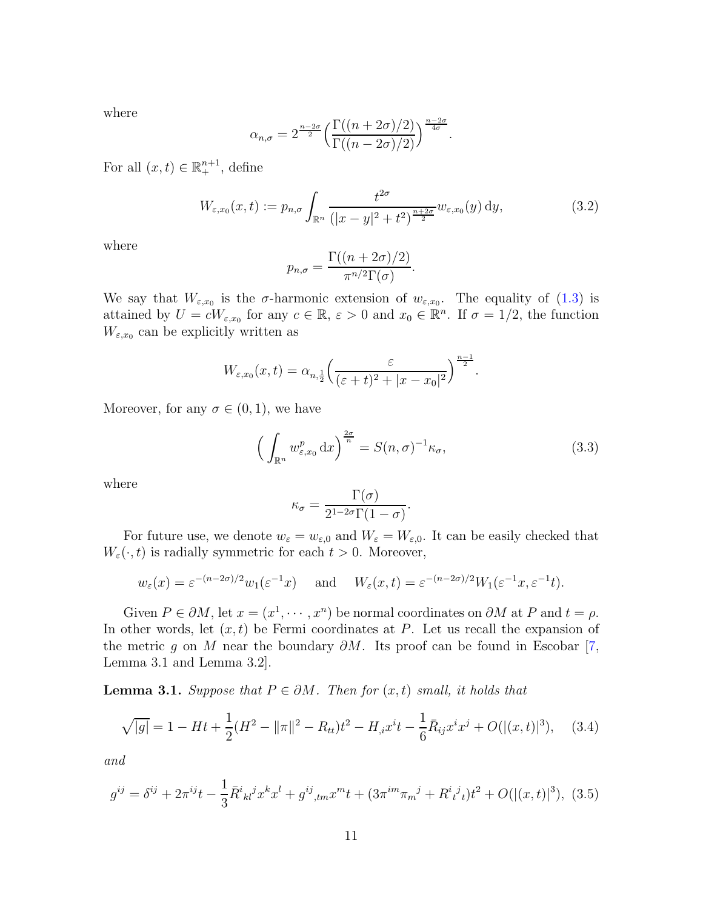where

$$\alpha_{n,\sigma} = 2^{\frac{n-2\sigma}{2}}\Big(\frac{\Gamma((n+2\sigma)/2)}{\Gamma((n-2\sigma)/2)}\Big)^{\frac{n-2\sigma}{4\sigma}}.$$

For all $(x,t) \in \mathbb{R}^{n+1}_+$, define

$$W_{\varepsilon,x_0}(x,t) := p_{n,\sigma}\int_{\mathbb{R}^n} \frac{t^{2\sigma}}{(|x-y|^2+t^2)^{\frac{n+2\sigma}{2}}} w_{\varepsilon,x_0}(y)\,\mathrm{d}y, \tag{3.2}$$

where

$$p_{n,\sigma} = \frac{\Gamma((n+2\sigma)/2)}{\pi^{n/2}\Gamma(\sigma)}.$$

We say that $W_{\varepsilon,x_0}$ is the $\sigma$-harmonic extension of $w_{\varepsilon,x_0}$. The equality of (1.3) is attained by $U = cW_{\varepsilon,x_0}$ for any $c \in \mathbb{R}$, $\varepsilon > 0$ and $x_0 \in \mathbb{R}^n$. If $\sigma = 1/2$, the function $W_{\varepsilon,x_0}$ can be explicitly written as

$$W_{\varepsilon,x_0}(x,t) = \alpha_{n,\frac{1}{2}}\Big(\frac{\varepsilon}{(\varepsilon+t)^2+|x-x_0|^2}\Big)^{\frac{n-1}{2}}.$$

Moreover, for any $\sigma \in (0,1)$, we have

$$\Big(\int_{\mathbb{R}^n} w_{\varepsilon,x_0}^p \,\mathrm{d}x\Big)^{\frac{2\sigma}{n}} = S(n,\sigma)^{-1}\kappa_\sigma, \tag{3.3}$$

where

$$\kappa_\sigma = \frac{\Gamma(\sigma)}{2^{1-2\sigma}\Gamma(1-\sigma)}.$$

For future use, we denote $w_\varepsilon = w_{\varepsilon,0}$ and $W_\varepsilon = W_{\varepsilon,0}$. It can be easily checked that $W_\varepsilon(\cdot,t)$ is radially symmetric for each $t > 0$. Moreover,

$$w_\varepsilon(x) = \varepsilon^{-(n-2\sigma)/2}w_1(\varepsilon^{-1}x) \quad \text{ and } \quad W_\varepsilon(x,t) = \varepsilon^{-(n-2\sigma)/2}W_1(\varepsilon^{-1}x,\varepsilon^{-1}t).$$

Given $P \in \partial M$, let $x = (x^1,\cdots,x^n)$ be normal coordinates on $\partial M$ at $P$ and $t = \rho$. In other words, let $(x,t)$ be Fermi coordinates at $P$. Let us recall the expansion of the metric $g$ on $M$ near the boundary $\partial M$. Its proof can be found in Escobar [7, Lemma 3.1 and Lemma 3.2].

**Lemma 3.1.** *Suppose that $P \in \partial M$. Then for $(x,t)$ small, it holds that*

$$\sqrt{|g|} = 1 - Ht + \frac{1}{2}(H^2 - \|\pi\|^2 - R_{tt})t^2 - H_{,i}x^it - \frac{1}{6}\bar{R}_{ij}x^ix^j + O(|(x,t)|^3), \tag{3.4}$$

*and*

$$g^{ij} = \delta^{ij} + 2\pi^{ij}t - \frac{1}{3}\bar{R}^i{}_{kl}{}^jx^kx^l + g^{ij}{}_{,tm}x^mt + (3\pi^{im}\pi_m{}^j + R^i{}_t{}^j{}_t)t^2 + O(|(x,t)|^3), \tag{3.5}$$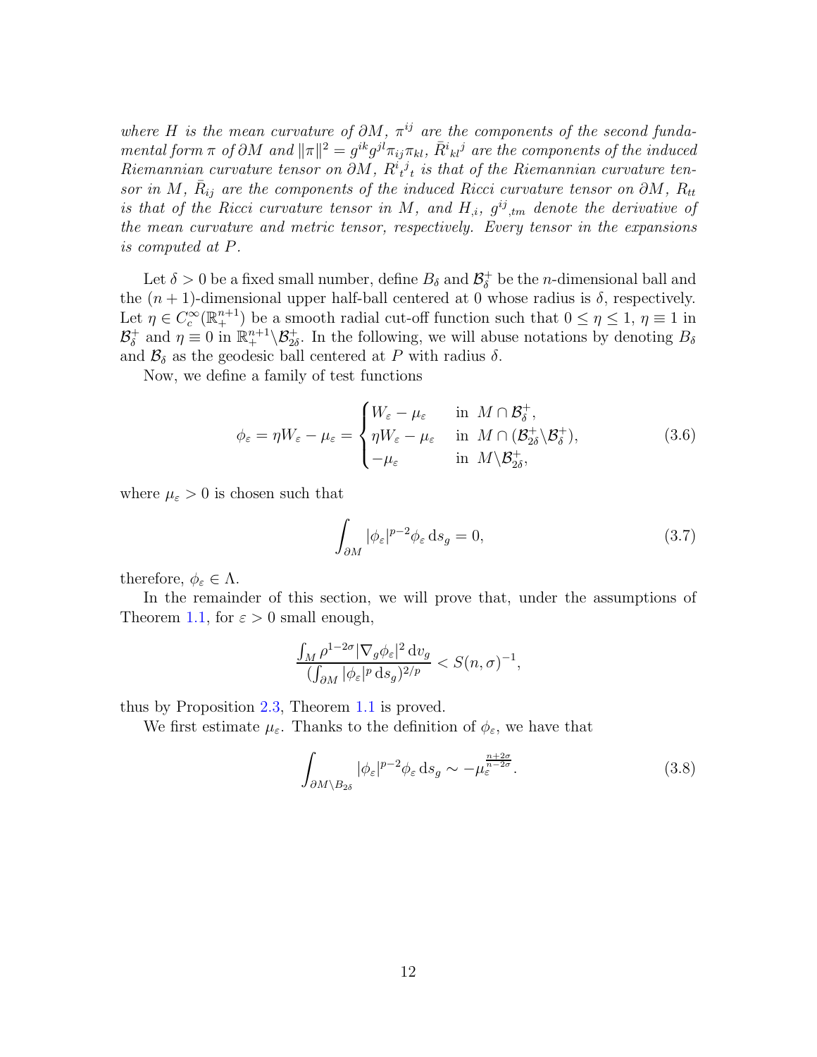*where $H$ is the mean curvature of $\partial M$, $\pi^{ij}$ are the components of the second fundamental form $\pi$ of $\partial M$ and $\|\pi\|^2 = g^{ik}g^{jl}\pi_{ij}\pi_{kl}$, $\bar{R}^i{}_{kl}{}^j$ are the components of the induced Riemannian curvature tensor on $\partial M$, $R^i{}_t{}^j{}_t$ is that of the Riemannian curvature tensor in $M$, $\bar{R}_{ij}$ are the components of the induced Ricci curvature tensor on $\partial M$, $R_{tt}$ is that of the Ricci curvature tensor in $M$, and $H_{,i}$, $g^{ij}{}_{,tm}$ denote the derivative of the mean curvature and metric tensor, respectively. Every tensor in the expansions is computed at $P$.*

Let $\delta > 0$ be a fixed small number, define $B_\delta$ and $\mathcal{B}_\delta^+$ be the $n$-dimensional ball and the $(n+1)$-dimensional upper half-ball centered at $0$ whose radius is $\delta$, respectively. Let $\eta \in C_c^\infty(\mathbb{R}_+^{n+1})$ be a smooth radial cut-off function such that $0 \le \eta \le 1$, $\eta \equiv 1$ in $\mathcal{B}_\delta^+$ and $\eta \equiv 0$ in $\mathbb{R}_+^{n+1} \backslash \mathcal{B}_{2\delta}^+$. In the following, we will abuse notations by denoting $B_\delta$ and $\mathcal{B}_\delta$ as the geodesic ball centered at $P$ with radius $\delta$.

Now, we define a family of test functions

$$
\phi_\varepsilon = \eta W_\varepsilon - \mu_\varepsilon = \begin{cases} W_\varepsilon - \mu_\varepsilon & \text{in } M \cap \mathcal{B}_\delta^+, \\ \eta W_\varepsilon - \mu_\varepsilon & \text{in } M \cap (\mathcal{B}_{2\delta}^+ \backslash \mathcal{B}_\delta^+), \\ -\mu_\varepsilon & \text{in } M \backslash \mathcal{B}_{2\delta}^+, \end{cases} \tag{3.6}
$$

where $\mu_\varepsilon > 0$ is chosen such that

$$
\int_{\partial M} |\phi_\varepsilon|^{p-2}\phi_\varepsilon \, \mathrm{d}s_g = 0, \tag{3.7}
$$

therefore, $\phi_\varepsilon \in \Lambda$.

In the remainder of this section, we will prove that, under the assumptions of Theorem 1.1, for $\varepsilon > 0$ small enough,

$$
\frac{\int_M \rho^{1-2\sigma} |\nabla_g \phi_\varepsilon|^2 \, \mathrm{d}v_g}{(\int_{\partial M} |\phi_\varepsilon|^p \, \mathrm{d}s_g)^{2/p}} < S(n,\sigma)^{-1},
$$

thus by Proposition 2.3, Theorem 1.1 is proved.

We first estimate $\mu_\varepsilon$. Thanks to the definition of $\phi_\varepsilon$, we have that

$$
\int_{\partial M \backslash B_{2\delta}} |\phi_\varepsilon|^{p-2}\phi_\varepsilon \, \mathrm{d}s_g \sim -\mu_\varepsilon^{\frac{n+2\sigma}{n-2\sigma}}. \tag{3.8}
$$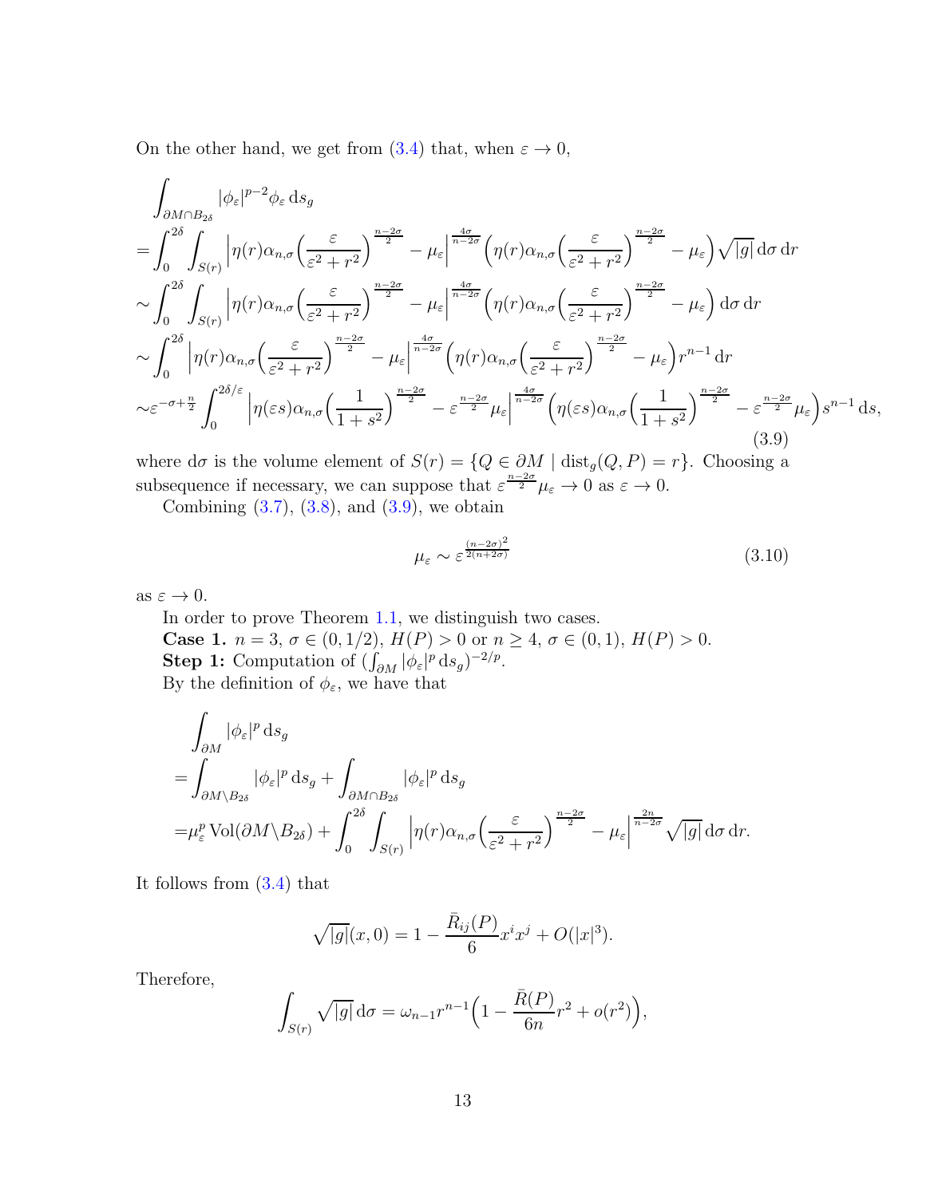On the other hand, we get from (3.4) that, when $\varepsilon \to 0$,

$$
\begin{aligned}
&\int_{\partial M\cap B_{2\delta}} |\phi_\varepsilon|^{p-2}\phi_\varepsilon \, \mathrm{d}s_g \\
=&\int_0^{2\delta}\int_{S(r)} \Big|\eta(r)\alpha_{n,\sigma}\Big(\frac{\varepsilon}{\varepsilon^2+r^2}\Big)^{\frac{n-2\sigma}{2}}-\mu_\varepsilon\Big|^{\frac{4\sigma}{n-2\sigma}}\Big(\eta(r)\alpha_{n,\sigma}\Big(\frac{\varepsilon}{\varepsilon^2+r^2}\Big)^{\frac{n-2\sigma}{2}}-\mu_\varepsilon\Big)\sqrt{|g|}\,\mathrm{d}\sigma\,\mathrm{d}r \\
\sim&\int_0^{2\delta}\int_{S(r)} \Big|\eta(r)\alpha_{n,\sigma}\Big(\frac{\varepsilon}{\varepsilon^2+r^2}\Big)^{\frac{n-2\sigma}{2}}-\mu_\varepsilon\Big|^{\frac{4\sigma}{n-2\sigma}}\Big(\eta(r)\alpha_{n,\sigma}\Big(\frac{\varepsilon}{\varepsilon^2+r^2}\Big)^{\frac{n-2\sigma}{2}}-\mu_\varepsilon\Big)\,\mathrm{d}\sigma\,\mathrm{d}r \\
\sim&\int_0^{2\delta} \Big|\eta(r)\alpha_{n,\sigma}\Big(\frac{\varepsilon}{\varepsilon^2+r^2}\Big)^{\frac{n-2\sigma}{2}}-\mu_\varepsilon\Big|^{\frac{4\sigma}{n-2\sigma}}\Big(\eta(r)\alpha_{n,\sigma}\Big(\frac{\varepsilon}{\varepsilon^2+r^2}\Big)^{\frac{n-2\sigma}{2}}-\mu_\varepsilon\Big)r^{n-1}\,\mathrm{d}r \\
\sim&\varepsilon^{-\sigma+\frac{n}{2}}\int_0^{2\delta/\varepsilon} \Big|\eta(\varepsilon s)\alpha_{n,\sigma}\Big(\frac{1}{1+s^2}\Big)^{\frac{n-2\sigma}{2}}-\varepsilon^{\frac{n-2\sigma}{2}}\mu_\varepsilon\Big|^{\frac{4\sigma}{n-2\sigma}}\Big(\eta(\varepsilon s)\alpha_{n,\sigma}\Big(\frac{1}{1+s^2}\Big)^{\frac{n-2\sigma}{2}}-\varepsilon^{\frac{n-2\sigma}{2}}\mu_\varepsilon\Big)s^{n-1}\,\mathrm{d}s,
\end{aligned}
\tag{3.9}
$$

where $\mathrm{d}\sigma$ is the volume element of $S(r)=\{Q\in\partial M \mid \mathrm{dist}_g(Q,P)=r\}$. Choosing a subsequence if necessary, we can suppose that $\varepsilon^{\frac{n-2\sigma}{2}}\mu_\varepsilon\to 0$ as $\varepsilon\to 0$.

Combining (3.7), (3.8), and (3.9), we obtain

$$
\mu_\varepsilon \sim \varepsilon^{\frac{(n-2\sigma)^2}{2(n+2\sigma)}} \tag{3.10}
$$

as $\varepsilon\to 0$.

In order to prove Theorem 1.1, we distinguish two cases.

**Case 1.** $n=3$, $\sigma\in(0,1/2)$, $H(P)>0$ or $n\geq 4$, $\sigma\in(0,1)$, $H(P)>0$.

**Step 1:** Computation of $(\int_{\partial M}|\phi_\varepsilon|^p\,\mathrm{d}s_g)^{-2/p}$.

By the definition of $\phi_\varepsilon$, we have that

$$
\begin{aligned}
&\int_{\partial M}|\phi_\varepsilon|^p\,\mathrm{d}s_g \\
=&\int_{\partial M\setminus B_{2\delta}}|\phi_\varepsilon|^p\,\mathrm{d}s_g+\int_{\partial M\cap B_{2\delta}}|\phi_\varepsilon|^p\,\mathrm{d}s_g \\
=&\mu_\varepsilon^p\,\mathrm{Vol}(\partial M\setminus B_{2\delta})+\int_0^{2\delta}\int_{S(r)}\Big|\eta(r)\alpha_{n,\sigma}\Big(\frac{\varepsilon}{\varepsilon^2+r^2}\Big)^{\frac{n-2\sigma}{2}}-\mu_\varepsilon\Big|^{\frac{2n}{n-2\sigma}}\sqrt{|g|}\,\mathrm{d}\sigma\,\mathrm{d}r.
\end{aligned}
$$

It follows from (3.4) that

$$
\sqrt{|g|}(x,0)=1-\frac{\bar{R}_{ij}(P)}{6}x^ix^j+O(|x|^3).
$$

Therefore,

$$
\int_{S(r)}\sqrt{|g|}\,\mathrm{d}\sigma=\omega_{n-1}r^{n-1}\Big(1-\frac{\bar{R}(P)}{6n}r^2+o(r^2)\Big),
$$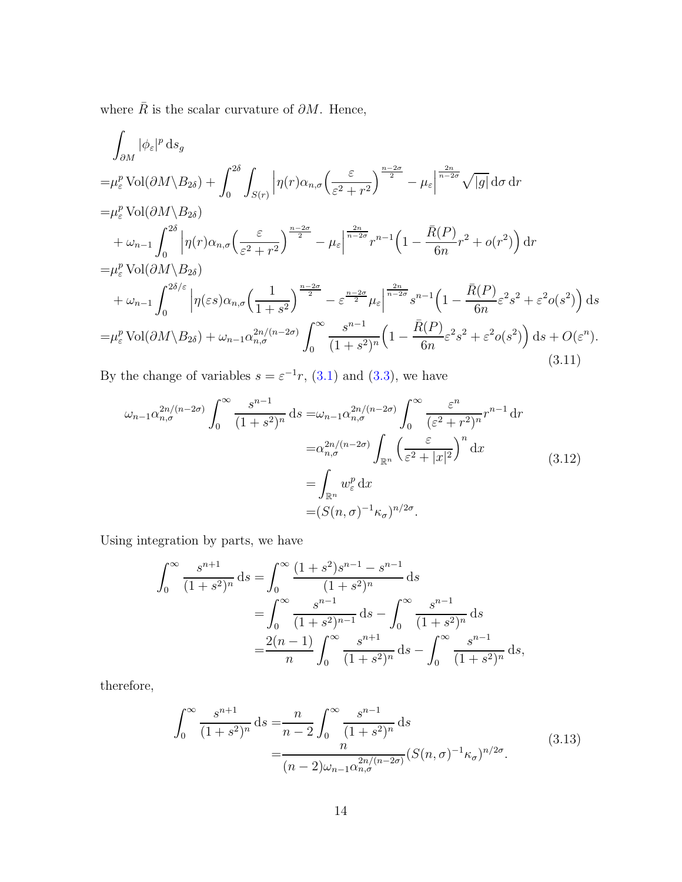where $\bar{R}$ is the scalar curvature of $\partial M$. Hence,

$$
\begin{aligned}
&\int_{\partial M} |\phi_\varepsilon|^p \,\mathrm{d}s_g \\
=&\mu_\varepsilon^p \operatorname{Vol}(\partial M \backslash B_{2\delta}) + \int_0^{2\delta} \int_{S(r)} \Big| \eta(r) \alpha_{n,\sigma} \Big( \frac{\varepsilon}{\varepsilon^2 + r^2} \Big)^{\frac{n-2\sigma}{2}} - \mu_\varepsilon \Big|^{\frac{2n}{n-2\sigma}} \sqrt{|g|} \,\mathrm{d}\sigma \,\mathrm{d}r \\
=&\mu_\varepsilon^p \operatorname{Vol}(\partial M \backslash B_{2\delta}) \\
&+ \omega_{n-1} \int_0^{2\delta} \Big| \eta(r) \alpha_{n,\sigma} \Big( \frac{\varepsilon}{\varepsilon^2 + r^2} \Big)^{\frac{n-2\sigma}{2}} - \mu_\varepsilon \Big|^{\frac{2n}{n-2\sigma}} r^{n-1} \Big( 1 - \frac{\bar{R}(P)}{6n} r^2 + o(r^2) \Big) \,\mathrm{d}r \\
=&\mu_\varepsilon^p \operatorname{Vol}(\partial M \backslash B_{2\delta}) \\
&+ \omega_{n-1} \int_0^{2\delta/\varepsilon} \Big| \eta(\varepsilon s) \alpha_{n,\sigma} \Big( \frac{1}{1+s^2} \Big)^{\frac{n-2\sigma}{2}} - \varepsilon^{\frac{n-2\sigma}{2}} \mu_\varepsilon \Big|^{\frac{2n}{n-2\sigma}} s^{n-1} \Big( 1 - \frac{\bar{R}(P)}{6n} \varepsilon^2 s^2 + \varepsilon^2 o(s^2) \Big) \,\mathrm{d}s \\
=&\mu_\varepsilon^p \operatorname{Vol}(\partial M \backslash B_{2\delta}) + \omega_{n-1} \alpha_{n,\sigma}^{2n/(n-2\sigma)} \int_0^\infty \frac{s^{n-1}}{(1+s^2)^n} \Big( 1 - \frac{\bar{R}(P)}{6n} \varepsilon^2 s^2 + \varepsilon^2 o(s^2) \Big) \,\mathrm{d}s + O(\varepsilon^n).
\end{aligned}
\tag{3.11}
$$

By the change of variables $s = \varepsilon^{-1} r$, (3.1) and (3.3), we have

$$
\begin{aligned}
\omega_{n-1} \alpha_{n,\sigma}^{2n/(n-2\sigma)} \int_0^\infty \frac{s^{n-1}}{(1+s^2)^n} \,\mathrm{d}s =& \omega_{n-1} \alpha_{n,\sigma}^{2n/(n-2\sigma)} \int_0^\infty \frac{\varepsilon^n}{(\varepsilon^2 + r^2)^n} r^{n-1} \,\mathrm{d}r \\
=& \alpha_{n,\sigma}^{2n/(n-2\sigma)} \int_{\mathbb{R}^n} \Big( \frac{\varepsilon}{\varepsilon^2 + |x|^2} \Big)^n \,\mathrm{d}x \\
=& \int_{\mathbb{R}^n} w_\varepsilon^p \,\mathrm{d}x \\
=& (S(n,\sigma)^{-1} \kappa_\sigma)^{n/2\sigma}.
\end{aligned}
\tag{3.12}
$$

Using integration by parts, we have

$$
\begin{aligned}
\int_0^\infty \frac{s^{n+1}}{(1+s^2)^n} \,\mathrm{d}s =& \int_0^\infty \frac{(1+s^2)s^{n-1} - s^{n-1}}{(1+s^2)^n} \,\mathrm{d}s \\
=& \int_0^\infty \frac{s^{n-1}}{(1+s^2)^{n-1}} \,\mathrm{d}s - \int_0^\infty \frac{s^{n-1}}{(1+s^2)^n} \,\mathrm{d}s \\
=& \frac{2(n-1)}{n} \int_0^\infty \frac{s^{n+1}}{(1+s^2)^n} \,\mathrm{d}s - \int_0^\infty \frac{s^{n-1}}{(1+s^2)^n} \,\mathrm{d}s,
\end{aligned}
$$

therefore,

$$
\begin{aligned}
\int_0^\infty \frac{s^{n+1}}{(1+s^2)^n} \,\mathrm{d}s =& \frac{n}{n-2} \int_0^\infty \frac{s^{n-1}}{(1+s^2)^n} \,\mathrm{d}s \\
=& \frac{n}{(n-2)\omega_{n-1} \alpha_{n,\sigma}^{2n/(n-2\sigma)}} (S(n,\sigma)^{-1} \kappa_\sigma)^{n/2\sigma}.
\end{aligned}
\tag{3.13}
$$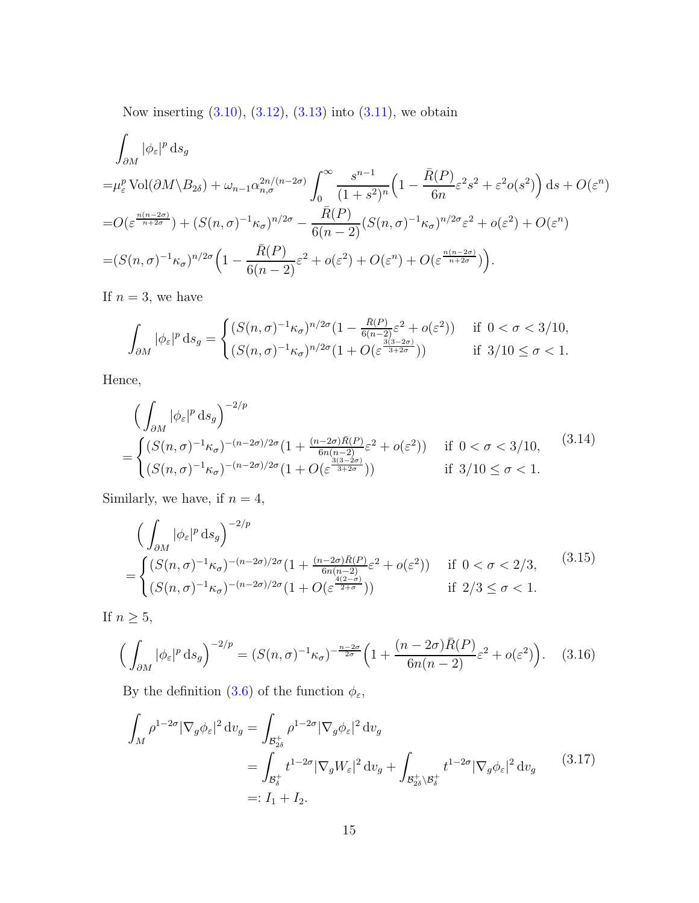Now inserting (3.10), (3.12), (3.13) into (3.11), we obtain

$$
\begin{aligned}
&\int_{\partial M} |\phi_\varepsilon|^p \,\mathrm{d}s_g \\
=&\mu_\varepsilon^p \operatorname{Vol}(\partial M \backslash B_{2\delta}) + \omega_{n-1}\alpha_{n,\sigma}^{2n/(n-2\sigma)} \int_0^\infty \frac{s^{n-1}}{(1+s^2)^n}\Big(1 - \frac{\bar{R}(P)}{6n}\varepsilon^2 s^2 + \varepsilon^2 o(s^2)\Big)\,\mathrm{d}s + O(\varepsilon^n) \\
=&O(\varepsilon^{\frac{n(n-2\sigma)}{n+2\sigma}}) + (S(n,\sigma)^{-1}\kappa_\sigma)^{n/2\sigma} - \frac{\bar{R}(P)}{6(n-2)}(S(n,\sigma)^{-1}\kappa_\sigma)^{n/2\sigma}\varepsilon^2 + o(\varepsilon^2) + O(\varepsilon^n) \\
=&(S(n,\sigma)^{-1}\kappa_\sigma)^{n/2\sigma}\Big(1 - \frac{\bar{R}(P)}{6(n-2)}\varepsilon^2 + o(\varepsilon^2) + O(\varepsilon^n) + O(\varepsilon^{\frac{n(n-2\sigma)}{n+2\sigma}})\Big).
\end{aligned}
$$

If $n = 3$, we have

$$
\int_{\partial M} |\phi_\varepsilon|^p \,\mathrm{d}s_g = \begin{cases} (S(n,\sigma)^{-1}\kappa_\sigma)^{n/2\sigma}(1 - \frac{\bar{R}(P)}{6(n-2)}\varepsilon^2 + o(\varepsilon^2)) & \text{if } 0 < \sigma < 3/10, \\ (S(n,\sigma)^{-1}\kappa_\sigma)^{n/2\sigma}(1 + O(\varepsilon^{\frac{3(3-2\sigma)}{3+2\sigma}})) & \text{if } 3/10 \le \sigma < 1. \end{cases}
$$

Hence,

$$
\begin{aligned}
&\Big(\int_{\partial M} |\phi_\varepsilon|^p \,\mathrm{d}s_g\Big)^{-2/p} \\
=&\begin{cases} (S(n,\sigma)^{-1}\kappa_\sigma)^{-(n-2\sigma)/2\sigma}(1 + \frac{(n-2\sigma)\bar{R}(P)}{6n(n-2)}\varepsilon^2 + o(\varepsilon^2)) & \text{if } 0 < \sigma < 3/10, \\ (S(n,\sigma)^{-1}\kappa_\sigma)^{-(n-2\sigma)/2\sigma}(1 + O(\varepsilon^{\frac{3(3-2\sigma)}{3+2\sigma}})) & \text{if } 3/10 \le \sigma < 1. \end{cases}
\end{aligned} \tag{3.14}
$$

Similarly, we have, if $n = 4$,

$$
\begin{aligned}
&\Big(\int_{\partial M} |\phi_\varepsilon|^p \,\mathrm{d}s_g\Big)^{-2/p} \\
=&\begin{cases} (S(n,\sigma)^{-1}\kappa_\sigma)^{-(n-2\sigma)/2\sigma}(1 + \frac{(n-2\sigma)\bar{R}(P)}{6n(n-2)}\varepsilon^2 + o(\varepsilon^2)) & \text{if } 0 < \sigma < 2/3, \\ (S(n,\sigma)^{-1}\kappa_\sigma)^{-(n-2\sigma)/2\sigma}(1 + O(\varepsilon^{\frac{4(2-\sigma)}{2+\sigma}})) & \text{if } 2/3 \le \sigma < 1. \end{cases}
\end{aligned} \tag{3.15}
$$

If $n \ge 5$,

$$
\Big(\int_{\partial M} |\phi_\varepsilon|^p \,\mathrm{d}s_g\Big)^{-2/p} = (S(n,\sigma)^{-1}\kappa_\sigma)^{-\frac{n-2\sigma}{2\sigma}}\Big(1 + \frac{(n-2\sigma)\bar{R}(P)}{6n(n-2)}\varepsilon^2 + o(\varepsilon^2)\Big). \tag{3.16}
$$

By the definition (3.6) of the function $\phi_\varepsilon$,

$$
\begin{aligned}
\int_M \rho^{1-2\sigma}|\nabla_g \phi_\varepsilon|^2 \,\mathrm{d}v_g &= \int_{\mathcal{B}_{2\delta}^+} \rho^{1-2\sigma}|\nabla_g \phi_\varepsilon|^2 \,\mathrm{d}v_g \\
&= \int_{\mathcal{B}_\delta^+} t^{1-2\sigma}|\nabla_g W_\varepsilon|^2 \,\mathrm{d}v_g + \int_{\mathcal{B}_{2\delta}^+ \backslash \mathcal{B}_\delta^+} t^{1-2\sigma}|\nabla_g \phi_\varepsilon|^2 \,\mathrm{d}v_g \\
&=: I_1 + I_2.
\end{aligned} \tag{3.17}
$$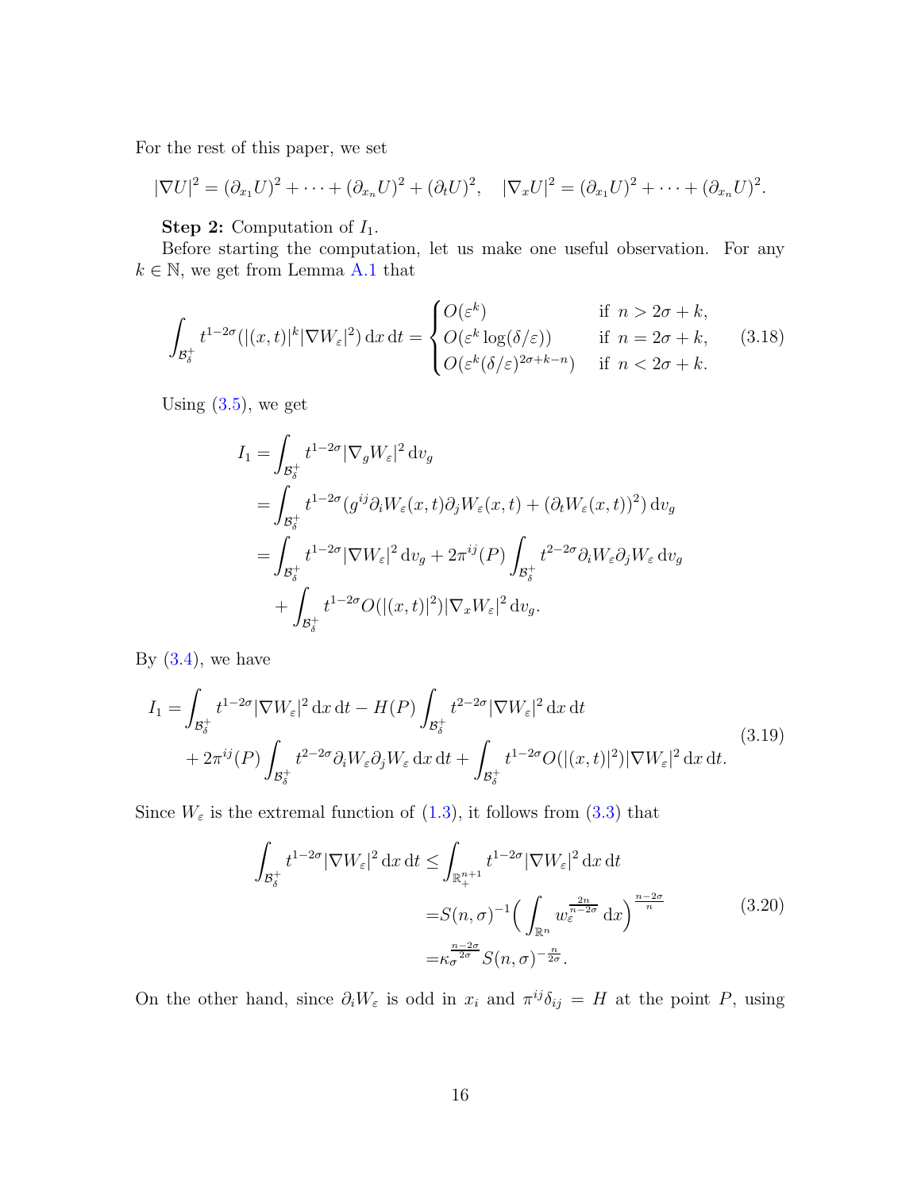For the rest of this paper, we set

$$
|\nabla U|^2 = (\partial_{x_1} U)^2 + \cdots + (\partial_{x_n} U)^2 + (\partial_t U)^2, \quad |\nabla_x U|^2 = (\partial_{x_1} U)^2 + \cdots + (\partial_{x_n} U)^2.
$$

**Step 2:** Computation of $I_1$.

Before starting the computation, let us make one useful observation. For any $k \in \mathbb{N}$, we get from Lemma A.1 that

$$
\int_{\mathcal{B}_\delta^+} t^{1-2\sigma}(|(x,t)|^k |\nabla W_\varepsilon|^2)\,\mathrm{d}x\,\mathrm{d}t = \begin{cases} O(\varepsilon^k) & \text{if } n > 2\sigma + k, \\ O(\varepsilon^k \log(\delta/\varepsilon)) & \text{if } n = 2\sigma + k, \\ O(\varepsilon^k (\delta/\varepsilon)^{2\sigma+k-n}) & \text{if } n < 2\sigma + k. \end{cases} \tag{3.18}
$$

Using (3.5), we get

$$
\begin{aligned}
I_1 &= \int_{\mathcal{B}_\delta^+} t^{1-2\sigma} |\nabla_g W_\varepsilon|^2 \,\mathrm{d}v_g \\
&= \int_{\mathcal{B}_\delta^+} t^{1-2\sigma} (g^{ij} \partial_i W_\varepsilon(x,t) \partial_j W_\varepsilon(x,t) + (\partial_t W_\varepsilon(x,t))^2)\,\mathrm{d}v_g \\
&= \int_{\mathcal{B}_\delta^+} t^{1-2\sigma} |\nabla W_\varepsilon|^2 \,\mathrm{d}v_g + 2\pi^{ij}(P) \int_{\mathcal{B}_\delta^+} t^{2-2\sigma} \partial_i W_\varepsilon \partial_j W_\varepsilon \,\mathrm{d}v_g \\
&\quad + \int_{\mathcal{B}_\delta^+} t^{1-2\sigma} O(|(x,t)|^2) |\nabla_x W_\varepsilon|^2 \,\mathrm{d}v_g.
\end{aligned}
$$

By (3.4), we have

$$
\begin{aligned}
I_1 = &\int_{\mathcal{B}_\delta^+} t^{1-2\sigma} |\nabla W_\varepsilon|^2 \,\mathrm{d}x\,\mathrm{d}t - H(P) \int_{\mathcal{B}_\delta^+} t^{2-2\sigma} |\nabla W_\varepsilon|^2 \,\mathrm{d}x\,\mathrm{d}t \\
&+ 2\pi^{ij}(P) \int_{\mathcal{B}_\delta^+} t^{2-2\sigma} \partial_i W_\varepsilon \partial_j W_\varepsilon \,\mathrm{d}x\,\mathrm{d}t + \int_{\mathcal{B}_\delta^+} t^{1-2\sigma} O(|(x,t)|^2) |\nabla W_\varepsilon|^2 \,\mathrm{d}x\,\mathrm{d}t.
\end{aligned} \tag{3.19}
$$

Since $W_\varepsilon$ is the extremal function of (1.3), it follows from (3.3) that

$$
\begin{aligned}
\int_{\mathcal{B}_\delta^+} t^{1-2\sigma} |\nabla W_\varepsilon|^2 \,\mathrm{d}x\,\mathrm{d}t \leq &\int_{\mathbb{R}_+^{n+1}} t^{1-2\sigma} |\nabla W_\varepsilon|^2 \,\mathrm{d}x\,\mathrm{d}t \\
= &S(n,\sigma)^{-1} \Big( \int_{\mathbb{R}^n} w_\varepsilon^{\frac{2n}{n-2\sigma}} \,\mathrm{d}x \Big)^{\frac{n-2\sigma}{n}} \\
= &\kappa_\sigma^{\frac{n-2\sigma}{2\sigma}} S(n,\sigma)^{-\frac{n}{2\sigma}}.
\end{aligned} \tag{3.20}
$$

On the other hand, since $\partial_i W_\varepsilon$ is odd in $x_i$ and $\pi^{ij}\delta_{ij} = H$ at the point $P$, using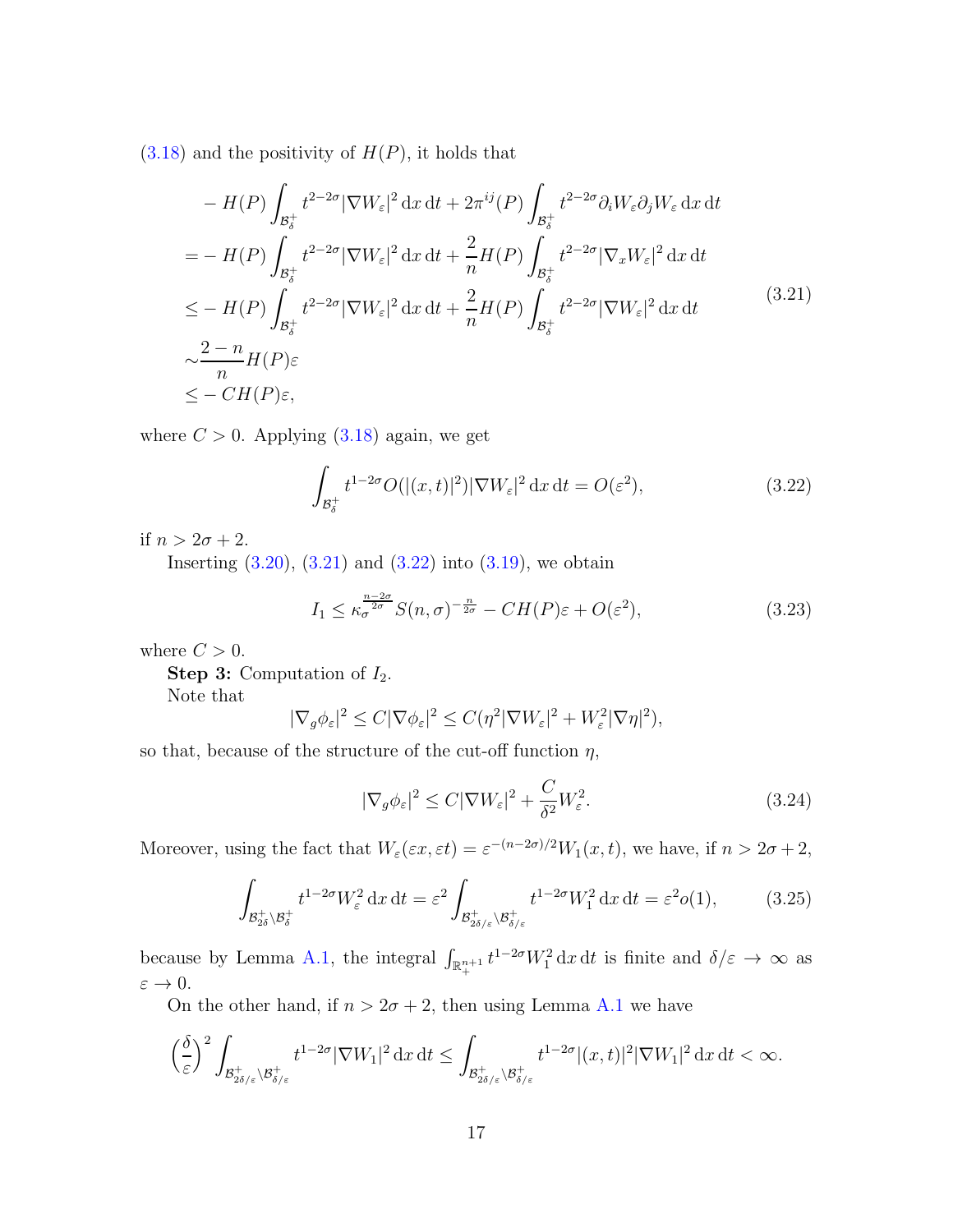(3.18) and the positivity of $H(P)$, it holds that

$$
\begin{aligned}
&-H(P)\int_{\mathcal{B}_\delta^+} t^{2-2\sigma}|\nabla W_\varepsilon|^2\,\mathrm{d}x\,\mathrm{d}t + 2\pi^{ij}(P)\int_{\mathcal{B}_\delta^+} t^{2-2\sigma}\partial_i W_\varepsilon \partial_j W_\varepsilon\,\mathrm{d}x\,\mathrm{d}t\\
=&-H(P)\int_{\mathcal{B}_\delta^+} t^{2-2\sigma}|\nabla W_\varepsilon|^2\,\mathrm{d}x\,\mathrm{d}t + \frac{2}{n}H(P)\int_{\mathcal{B}_\delta^+} t^{2-2\sigma}|\nabla_x W_\varepsilon|^2\,\mathrm{d}x\,\mathrm{d}t\\
\leq&-H(P)\int_{\mathcal{B}_\delta^+} t^{2-2\sigma}|\nabla W_\varepsilon|^2\,\mathrm{d}x\,\mathrm{d}t + \frac{2}{n}H(P)\int_{\mathcal{B}_\delta^+} t^{2-2\sigma}|\nabla W_\varepsilon|^2\,\mathrm{d}x\,\mathrm{d}t\\
\sim&\frac{2-n}{n}H(P)\varepsilon\\
\leq&-CH(P)\varepsilon,
\end{aligned}
\tag{3.21}
$$

where $C>0$. Applying (3.18) again, we get

$$
\int_{\mathcal{B}_\delta^+} t^{1-2\sigma}O(|(x,t)|^2)|\nabla W_\varepsilon|^2\,\mathrm{d}x\,\mathrm{d}t = O(\varepsilon^2), \tag{3.22}
$$

if $n>2\sigma+2$.

Inserting (3.20), (3.21) and (3.22) into (3.19), we obtain

$$
I_1 \leq \kappa_\sigma^{\frac{n-2\sigma}{2\sigma}} S(n,\sigma)^{-\frac{n}{2\sigma}} - CH(P)\varepsilon + O(\varepsilon^2), \tag{3.23}
$$

where $C>0$.

**Step 3:** Computation of $I_2$.

Note that

$$
|\nabla_g \phi_\varepsilon|^2 \leq C|\nabla\phi_\varepsilon|^2 \leq C(\eta^2|\nabla W_\varepsilon|^2 + W_\varepsilon^2|\nabla\eta|^2),
$$

so that, because of the structure of the cut-off function $\eta$,

$$
|\nabla_g \phi_\varepsilon|^2 \leq C|\nabla W_\varepsilon|^2 + \frac{C}{\delta^2}W_\varepsilon^2. \tag{3.24}
$$

Moreover, using the fact that $W_\varepsilon(\varepsilon x,\varepsilon t) = \varepsilon^{-(n-2\sigma)/2}W_1(x,t)$, we have, if $n>2\sigma+2$,

$$
\int_{\mathcal{B}_{2\delta}^+\setminus\mathcal{B}_\delta^+} t^{1-2\sigma}W_\varepsilon^2\,\mathrm{d}x\,\mathrm{d}t = \varepsilon^2\int_{\mathcal{B}_{2\delta/\varepsilon}^+\setminus\mathcal{B}_{\delta/\varepsilon}^+} t^{1-2\sigma}W_1^2\,\mathrm{d}x\,\mathrm{d}t = \varepsilon^2 o(1), \tag{3.25}
$$

because by Lemma A.1, the integral $\int_{\mathbb{R}_+^{n+1}} t^{1-2\sigma}W_1^2\,\mathrm{d}x\,\mathrm{d}t$ is finite and $\delta/\varepsilon\to\infty$ as $\varepsilon\to 0$.

On the other hand, if $n>2\sigma+2$, then using Lemma A.1 we have

$$
\left(\frac{\delta}{\varepsilon}\right)^2\int_{\mathcal{B}_{2\delta/\varepsilon}^+\setminus\mathcal{B}_{\delta/\varepsilon}^+} t^{1-2\sigma}|\nabla W_1|^2\,\mathrm{d}x\,\mathrm{d}t \leq \int_{\mathcal{B}_{2\delta/\varepsilon}^+\setminus\mathcal{B}_{\delta/\varepsilon}^+} t^{1-2\sigma}|(x,t)|^2|\nabla W_1|^2\,\mathrm{d}x\,\mathrm{d}t < \infty.
$$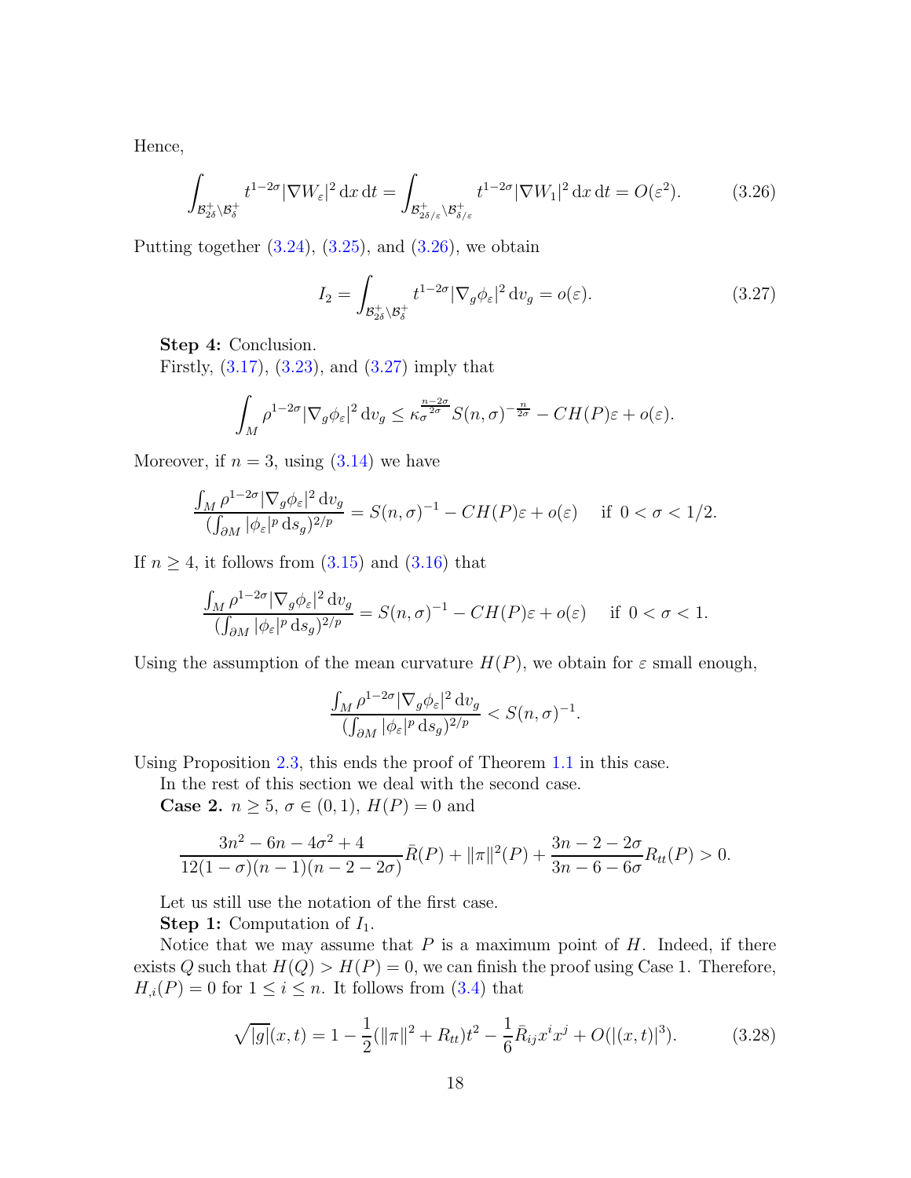Hence,

$$\int_{\mathcal{B}^+_{2\delta}\setminus\mathcal{B}^+_{\delta}} t^{1-2\sigma}|\nabla W_\varepsilon|^2 \,\mathrm{d}x\,\mathrm{d}t = \int_{\mathcal{B}^+_{2\delta/\varepsilon}\setminus\mathcal{B}^+_{\delta/\varepsilon}} t^{1-2\sigma}|\nabla W_1|^2 \,\mathrm{d}x\,\mathrm{d}t = O(\varepsilon^2). \tag{3.26}$$

Putting together (3.24), (3.25), and (3.26), we obtain

$$I_2 = \int_{\mathcal{B}^+_{2\delta}\setminus\mathcal{B}^+_{\delta}} t^{1-2\sigma}|\nabla_g \phi_\varepsilon|^2 \,\mathrm{d}v_g = o(\varepsilon). \tag{3.27}$$

**Step 4:** Conclusion.

Firstly, (3.17), (3.23), and (3.27) imply that

$$\int_M \rho^{1-2\sigma}|\nabla_g \phi_\varepsilon|^2 \,\mathrm{d}v_g \le \kappa_\sigma^{\frac{n-2\sigma}{2\sigma}} S(n,\sigma)^{-\frac{n}{2\sigma}} - CH(P)\varepsilon + o(\varepsilon).$$

Moreover, if $n=3$, using (3.14) we have

$$\frac{\int_M \rho^{1-2\sigma}|\nabla_g \phi_\varepsilon|^2 \,\mathrm{d}v_g}{(\int_{\partial M}|\phi_\varepsilon|^p \,\mathrm{d}s_g)^{2/p}} = S(n,\sigma)^{-1} - CH(P)\varepsilon + o(\varepsilon) \quad \text{ if } 0<\sigma<1/2.$$

If $n \ge 4$, it follows from (3.15) and (3.16) that

$$\frac{\int_M \rho^{1-2\sigma}|\nabla_g \phi_\varepsilon|^2 \,\mathrm{d}v_g}{(\int_{\partial M}|\phi_\varepsilon|^p \,\mathrm{d}s_g)^{2/p}} = S(n,\sigma)^{-1} - CH(P)\varepsilon + o(\varepsilon) \quad \text{ if } 0<\sigma<1.$$

Using the assumption of the mean curvature $H(P)$, we obtain for $\varepsilon$ small enough,

$$\frac{\int_M \rho^{1-2\sigma}|\nabla_g \phi_\varepsilon|^2 \,\mathrm{d}v_g}{(\int_{\partial M}|\phi_\varepsilon|^p \,\mathrm{d}s_g)^{2/p}} < S(n,\sigma)^{-1}.$$

Using Proposition 2.3, this ends the proof of Theorem 1.1 in this case.

In the rest of this section we deal with the second case.

**Case 2.** $n\ge 5$, $\sigma\in(0,1)$, $H(P)=0$ and

$$\frac{3n^2-6n-4\sigma^2+4}{12(1-\sigma)(n-1)(n-2-2\sigma)}\bar R(P) + \|\pi\|^2(P) + \frac{3n-2-2\sigma}{3n-6-6\sigma}R_{tt}(P) > 0.$$

Let us still use the notation of the first case.

**Step 1:** Computation of $I_1$.

Notice that we may assume that $P$ is a maximum point of $H$. Indeed, if there exists $Q$ such that $H(Q)>H(P)=0$, we can finish the proof using Case 1. Therefore, $H_{,i}(P)=0$ for $1\le i\le n$. It follows from (3.4) that

$$\sqrt{|g|}(x,t) = 1 - \frac{1}{2}(\|\pi\|^2 + R_{tt})t^2 - \frac{1}{6}\bar R_{ij}x^i x^j + O(|(x,t)|^3). \tag{3.28}$$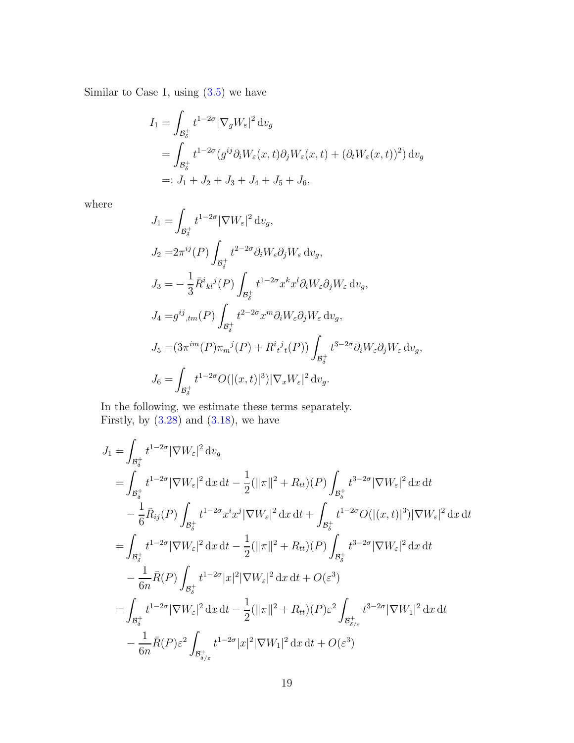Similar to Case 1, using (3.5) we have

$$
\begin{aligned}
I_1 &= \int_{\mathcal{B}_\delta^+} t^{1-2\sigma} |\nabla_g W_\varepsilon|^2 \,\mathrm{d}v_g \\
&= \int_{\mathcal{B}_\delta^+} t^{1-2\sigma} (g^{ij}\partial_i W_\varepsilon(x,t)\partial_j W_\varepsilon(x,t) + (\partial_t W_\varepsilon(x,t))^2)\,\mathrm{d}v_g \\
&=: J_1 + J_2 + J_3 + J_4 + J_5 + J_6,
\end{aligned}
$$

where

$$
\begin{aligned}
J_1 =& \int_{\mathcal{B}_\delta^+} t^{1-2\sigma} |\nabla W_\varepsilon|^2 \,\mathrm{d}v_g, \\
J_2 =& 2\pi^{ij}(P) \int_{\mathcal{B}_\delta^+} t^{2-2\sigma} \partial_i W_\varepsilon \partial_j W_\varepsilon \,\mathrm{d}v_g, \\
J_3 =& -\frac{1}{3} \bar{R}^i{}_{kl}{}^j(P) \int_{\mathcal{B}_\delta^+} t^{1-2\sigma} x^k x^l \partial_i W_\varepsilon \partial_j W_\varepsilon \,\mathrm{d}v_g, \\
J_4 =& g^{ij}{}_{,tm}(P) \int_{\mathcal{B}_\delta^+} t^{2-2\sigma} x^m \partial_i W_\varepsilon \partial_j W_\varepsilon \,\mathrm{d}v_g, \\
J_5 =& (3\pi^{im}(P)\pi_m{}^j(P) + R^i{}_t{}^j{}_t(P)) \int_{\mathcal{B}_\delta^+} t^{3-2\sigma} \partial_i W_\varepsilon \partial_j W_\varepsilon \,\mathrm{d}v_g, \\
J_6 =& \int_{\mathcal{B}_\delta^+} t^{1-2\sigma} O(|(x,t)|^3) |\nabla_x W_\varepsilon|^2 \,\mathrm{d}v_g.
\end{aligned}
$$

In the following, we estimate these terms separately.
Firstly, by (3.28) and (3.18), we have

$$
\begin{aligned}
J_1 =& \int_{\mathcal{B}_\delta^+} t^{1-2\sigma} |\nabla W_\varepsilon|^2 \,\mathrm{d}v_g \\
=& \int_{\mathcal{B}_\delta^+} t^{1-2\sigma} |\nabla W_\varepsilon|^2 \,\mathrm{d}x\,\mathrm{d}t - \frac{1}{2}(\|\pi\|^2 + R_{tt})(P) \int_{\mathcal{B}_\delta^+} t^{3-2\sigma} |\nabla W_\varepsilon|^2 \,\mathrm{d}x\,\mathrm{d}t \\
& - \frac{1}{6}\bar{R}_{ij}(P) \int_{\mathcal{B}_\delta^+} t^{1-2\sigma} x^i x^j |\nabla W_\varepsilon|^2 \,\mathrm{d}x\,\mathrm{d}t + \int_{\mathcal{B}_\delta^+} t^{1-2\sigma} O(|(x,t)|^3) |\nabla W_\varepsilon|^2 \,\mathrm{d}x\,\mathrm{d}t \\
=& \int_{\mathcal{B}_\delta^+} t^{1-2\sigma} |\nabla W_\varepsilon|^2 \,\mathrm{d}x\,\mathrm{d}t - \frac{1}{2}(\|\pi\|^2 + R_{tt})(P) \int_{\mathcal{B}_\delta^+} t^{3-2\sigma} |\nabla W_\varepsilon|^2 \,\mathrm{d}x\,\mathrm{d}t \\
& - \frac{1}{6n}\bar{R}(P) \int_{\mathcal{B}_\delta^+} t^{1-2\sigma} |x|^2 |\nabla W_\varepsilon|^2 \,\mathrm{d}x\,\mathrm{d}t + O(\varepsilon^3) \\
=& \int_{\mathcal{B}_\delta^+} t^{1-2\sigma} |\nabla W_\varepsilon|^2 \,\mathrm{d}x\,\mathrm{d}t - \frac{1}{2}(\|\pi\|^2 + R_{tt})(P)\varepsilon^2 \int_{\mathcal{B}_{\delta/\varepsilon}^+} t^{3-2\sigma} |\nabla W_1|^2 \,\mathrm{d}x\,\mathrm{d}t \\
& - \frac{1}{6n}\bar{R}(P)\varepsilon^2 \int_{\mathcal{B}_{\delta/\varepsilon}^+} t^{1-2\sigma} |x|^2 |\nabla W_1|^2 \,\mathrm{d}x\,\mathrm{d}t + O(\varepsilon^3)
\end{aligned}
$$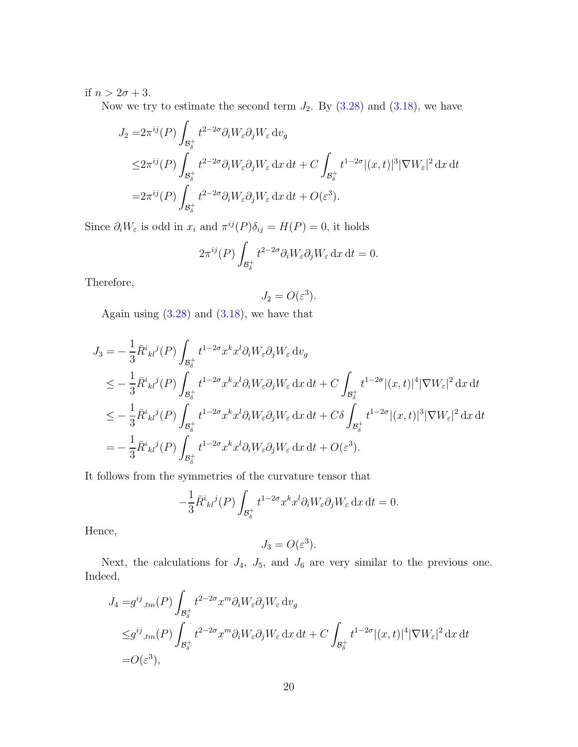if $n > 2\sigma + 3$.

Now we try to estimate the second term $J_2$. By (3.28) and (3.18), we have

$$
\begin{aligned}
J_2 =& 2\pi^{ij}(P)\int_{\mathcal{B}_\delta^+} t^{2-2\sigma}\partial_i W_\varepsilon \partial_j W_\varepsilon \,\mathrm{d}v_g \\
\leq& 2\pi^{ij}(P)\int_{\mathcal{B}_\delta^+} t^{2-2\sigma}\partial_i W_\varepsilon \partial_j W_\varepsilon \,\mathrm{d}x\,\mathrm{d}t + C\int_{\mathcal{B}_\delta^+} t^{1-2\sigma}|(x,t)|^3|\nabla W_\varepsilon|^2\,\mathrm{d}x\,\mathrm{d}t \\
=& 2\pi^{ij}(P)\int_{\mathcal{B}_\delta^+} t^{2-2\sigma}\partial_i W_\varepsilon \partial_j W_\varepsilon \,\mathrm{d}x\,\mathrm{d}t + O(\varepsilon^3).
\end{aligned}
$$

Since $\partial_i W_\varepsilon$ is odd in $x_i$ and $\pi^{ij}(P)\delta_{ij} = H(P) = 0$, it holds

$$
2\pi^{ij}(P)\int_{\mathcal{B}_\delta^+} t^{2-2\sigma}\partial_i W_\varepsilon \partial_j W_\varepsilon \,\mathrm{d}x\,\mathrm{d}t = 0.
$$

Therefore,

$$
J_2 = O(\varepsilon^3).
$$

Again using (3.28) and (3.18), we have that

$$
\begin{aligned}
J_3 =& -\frac{1}{3}\bar{R}^i{}_{kl}{}^j(P)\int_{\mathcal{B}_\delta^+} t^{1-2\sigma}x^k x^l \partial_i W_\varepsilon \partial_j W_\varepsilon \,\mathrm{d}v_g \\
\leq& -\frac{1}{3}\bar{R}^i{}_{kl}{}^j(P)\int_{\mathcal{B}_\delta^+} t^{1-2\sigma}x^k x^l \partial_i W_\varepsilon \partial_j W_\varepsilon \,\mathrm{d}x\,\mathrm{d}t + C\int_{\mathcal{B}_\delta^+} t^{1-2\sigma}|(x,t)|^4|\nabla W_\varepsilon|^2\,\mathrm{d}x\,\mathrm{d}t \\
\leq& -\frac{1}{3}\bar{R}^i{}_{kl}{}^j(P)\int_{\mathcal{B}_\delta^+} t^{1-2\sigma}x^k x^l \partial_i W_\varepsilon \partial_j W_\varepsilon \,\mathrm{d}x\,\mathrm{d}t + C\delta\int_{\mathcal{B}_\delta^+} t^{1-2\sigma}|(x,t)|^3|\nabla W_\varepsilon|^2\,\mathrm{d}x\,\mathrm{d}t \\
=& -\frac{1}{3}\bar{R}^i{}_{kl}{}^j(P)\int_{\mathcal{B}_\delta^+} t^{1-2\sigma}x^k x^l \partial_i W_\varepsilon \partial_j W_\varepsilon \,\mathrm{d}x\,\mathrm{d}t + O(\varepsilon^3).
\end{aligned}
$$

It follows from the symmetries of the curvature tensor that

$$
-\frac{1}{3}\bar{R}^i{}_{kl}{}^j(P)\int_{\mathcal{B}_\delta^+} t^{1-2\sigma}x^k x^l \partial_i W_\varepsilon \partial_j W_\varepsilon \,\mathrm{d}x\,\mathrm{d}t = 0.
$$

Hence,

$$
J_3 = O(\varepsilon^3).
$$

Next, the calculations for $J_4$, $J_5$, and $J_6$ are very similar to the previous one. Indeed,

$$
\begin{aligned}
J_4 =& g^{ij}{}_{,tm}(P)\int_{\mathcal{B}_\delta^+} t^{2-2\sigma}x^m \partial_i W_\varepsilon \partial_j W_\varepsilon \,\mathrm{d}v_g \\
\leq& g^{ij}{}_{,tm}(P)\int_{\mathcal{B}_\delta^+} t^{2-2\sigma}x^m \partial_i W_\varepsilon \partial_j W_\varepsilon \,\mathrm{d}x\,\mathrm{d}t + C\int_{\mathcal{B}_\delta^+} t^{1-2\sigma}|(x,t)|^4|\nabla W_\varepsilon|^2\,\mathrm{d}x\,\mathrm{d}t \\
=& O(\varepsilon^3),
\end{aligned}
$$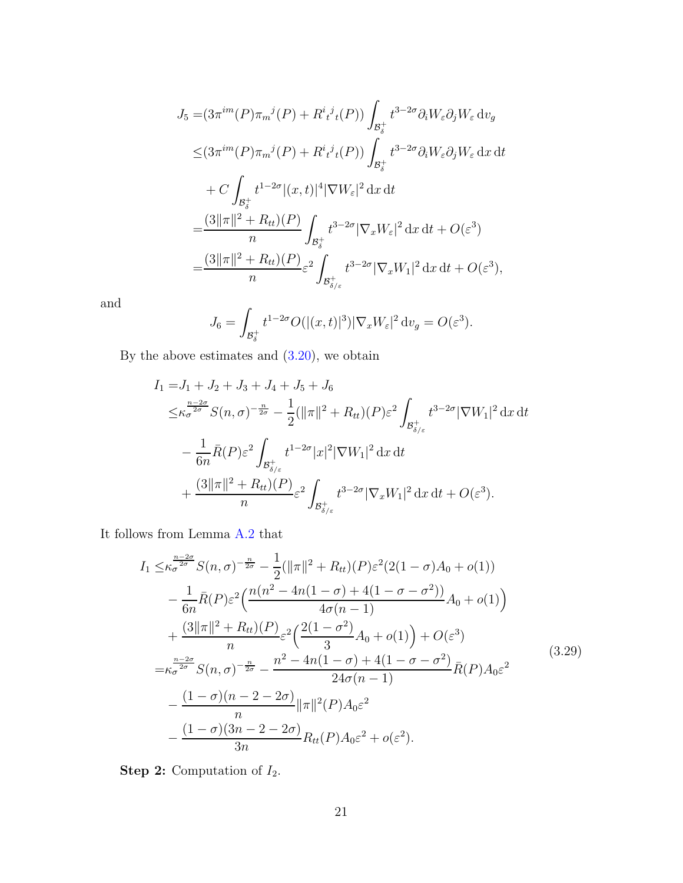$$
\begin{aligned}
J_5 =&(3\pi^{im}(P)\pi_m{}^j(P) + R^i{}_t{}^j{}_t(P)) \int_{\mathcal{B}_\delta^+} t^{3-2\sigma} \partial_i W_\varepsilon \partial_j W_\varepsilon \,\mathrm{d}v_g \\
\leq& (3\pi^{im}(P)\pi_m{}^j(P) + R^i{}_t{}^j{}_t(P)) \int_{\mathcal{B}_\delta^+} t^{3-2\sigma} \partial_i W_\varepsilon \partial_j W_\varepsilon \,\mathrm{d}x\,\mathrm{d}t \\
&+ C \int_{\mathcal{B}_\delta^+} t^{1-2\sigma} |(x,t)|^4 |\nabla W_\varepsilon|^2 \,\mathrm{d}x\,\mathrm{d}t \\
=& \frac{(3\|\pi\|^2 + R_{tt})(P)}{n} \int_{\mathcal{B}_\delta^+} t^{3-2\sigma} |\nabla_x W_\varepsilon|^2 \,\mathrm{d}x\,\mathrm{d}t + O(\varepsilon^3) \\
=& \frac{(3\|\pi\|^2 + R_{tt})(P)}{n} \varepsilon^2 \int_{\mathcal{B}_{\delta/\varepsilon}^+} t^{3-2\sigma} |\nabla_x W_1|^2 \,\mathrm{d}x\,\mathrm{d}t + O(\varepsilon^3),
\end{aligned}
$$

and

$$
J_6 = \int_{\mathcal{B}_\delta^+} t^{1-2\sigma} O(|(x,t)|^3) |\nabla_x W_\varepsilon|^2 \,\mathrm{d}v_g = O(\varepsilon^3).
$$

By the above estimates and (3.20), we obtain

$$
\begin{aligned}
I_1 =& J_1 + J_2 + J_3 + J_4 + J_5 + J_6 \\
\leq& \kappa_\sigma^{\frac{n-2\sigma}{2\sigma}} S(n,\sigma)^{-\frac{n}{2\sigma}} - \frac{1}{2}(\|\pi\|^2 + R_{tt})(P)\varepsilon^2 \int_{\mathcal{B}_{\delta/\varepsilon}^+} t^{3-2\sigma} |\nabla W_1|^2 \,\mathrm{d}x\,\mathrm{d}t \\
&- \frac{1}{6n} \bar{R}(P) \varepsilon^2 \int_{\mathcal{B}_{\delta/\varepsilon}^+} t^{1-2\sigma} |x|^2 |\nabla W_1|^2 \,\mathrm{d}x\,\mathrm{d}t \\
&+ \frac{(3\|\pi\|^2 + R_{tt})(P)}{n} \varepsilon^2 \int_{\mathcal{B}_{\delta/\varepsilon}^+} t^{3-2\sigma} |\nabla_x W_1|^2 \,\mathrm{d}x\,\mathrm{d}t + O(\varepsilon^3).
\end{aligned}
$$

It follows from Lemma A.2 that

$$
\begin{aligned}
I_1 \leq& \kappa_\sigma^{\frac{n-2\sigma}{2\sigma}} S(n,\sigma)^{-\frac{n}{2\sigma}} - \frac{1}{2}(\|\pi\|^2 + R_{tt})(P)\varepsilon^2 (2(1-\sigma)A_0 + o(1)) \\
&- \frac{1}{6n} \bar{R}(P) \varepsilon^2 \Big( \frac{n(n^2 - 4n(1-\sigma) + 4(1-\sigma-\sigma^2))}{4\sigma(n-1)} A_0 + o(1) \Big) \\
&+ \frac{(3\|\pi\|^2 + R_{tt})(P)}{n} \varepsilon^2 \Big( \frac{2(1-\sigma^2)}{3} A_0 + o(1) \Big) + O(\varepsilon^3) \\
=& \kappa_\sigma^{\frac{n-2\sigma}{2\sigma}} S(n,\sigma)^{-\frac{n}{2\sigma}} - \frac{n^2 - 4n(1-\sigma) + 4(1-\sigma-\sigma^2)}{24\sigma(n-1)} \bar{R}(P) A_0 \varepsilon^2 \\
&- \frac{(1-\sigma)(n-2-2\sigma)}{n} \|\pi\|^2(P) A_0 \varepsilon^2 \\
&- \frac{(1-\sigma)(3n-2-2\sigma)}{3n} R_{tt}(P) A_0 \varepsilon^2 + o(\varepsilon^2).
\end{aligned}
\tag{3.29}
$$

**Step 2:** Computation of $I_2$.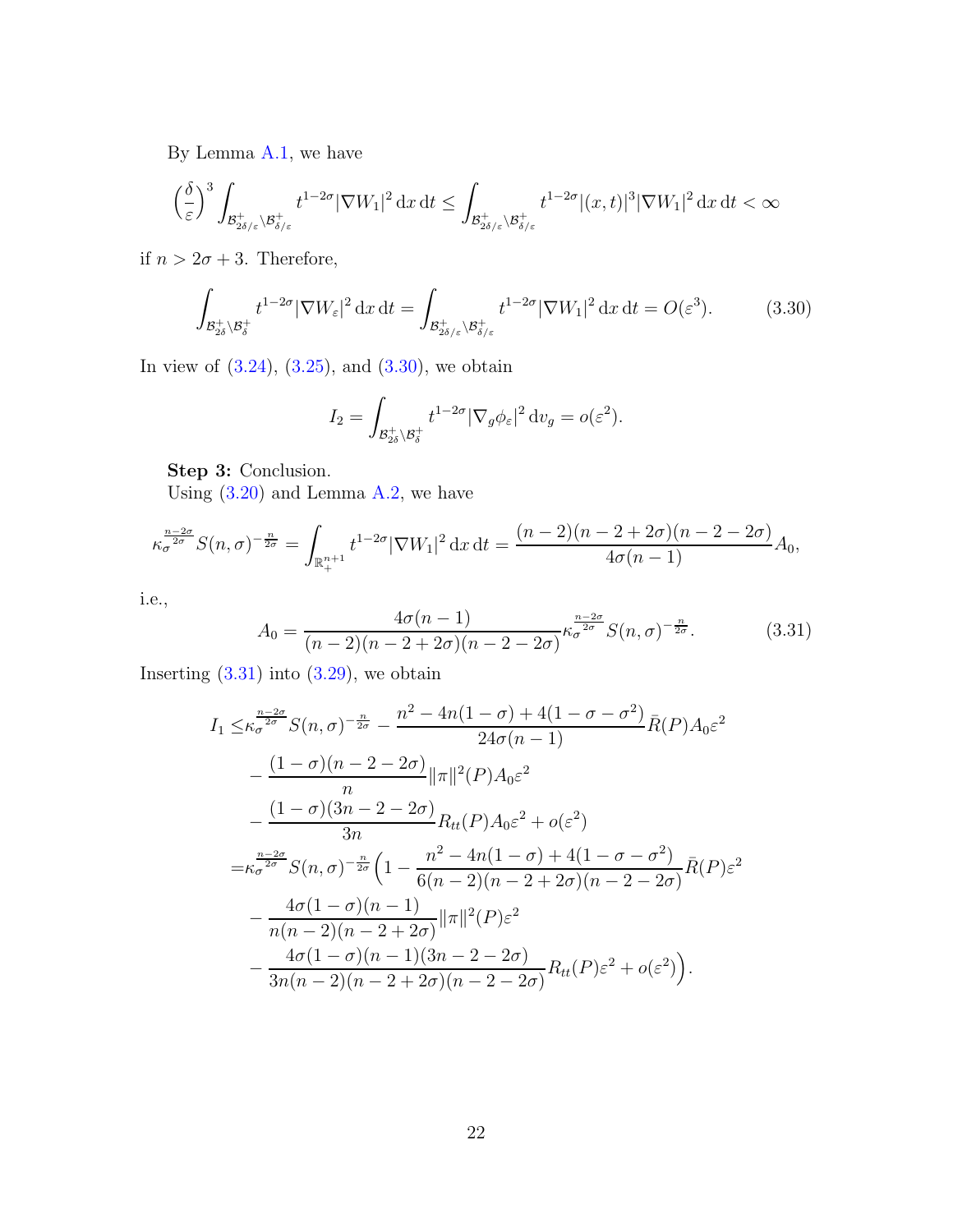By Lemma A.1, we have

$$\left(\frac{\delta}{\varepsilon}\right)^3 \int_{\mathcal{B}^+_{2\delta/\varepsilon}\setminus \mathcal{B}^+_{\delta/\varepsilon}} t^{1-2\sigma}|\nabla W_1|^2 \,\mathrm{d}x\,\mathrm{d}t \le \int_{\mathcal{B}^+_{2\delta/\varepsilon}\setminus \mathcal{B}^+_{\delta/\varepsilon}} t^{1-2\sigma}|(x,t)|^3|\nabla W_1|^2 \,\mathrm{d}x\,\mathrm{d}t < \infty$$

if $n > 2\sigma + 3$. Therefore,

$$\int_{\mathcal{B}^+_{2\delta}\setminus \mathcal{B}^+_{\delta}} t^{1-2\sigma}|\nabla W_\varepsilon|^2 \,\mathrm{d}x\,\mathrm{d}t = \int_{\mathcal{B}^+_{2\delta/\varepsilon}\setminus \mathcal{B}^+_{\delta/\varepsilon}} t^{1-2\sigma}|\nabla W_1|^2 \,\mathrm{d}x\,\mathrm{d}t = O(\varepsilon^3). \tag{3.30}$$

In view of (3.24), (3.25), and (3.30), we obtain

$$I_2 = \int_{\mathcal{B}^+_{2\delta}\setminus \mathcal{B}^+_{\delta}} t^{1-2\sigma}|\nabla_g \phi_\varepsilon|^2 \,\mathrm{d}v_g = o(\varepsilon^2).$$

**Step 3:** Conclusion.
Using (3.20) and Lemma A.2, we have

$$\kappa_\sigma^{\frac{n-2\sigma}{2\sigma}} S(n,\sigma)^{-\frac{n}{2\sigma}} = \int_{\mathbb{R}^{n+1}_+} t^{1-2\sigma}|\nabla W_1|^2 \,\mathrm{d}x\,\mathrm{d}t = \frac{(n-2)(n-2+2\sigma)(n-2-2\sigma)}{4\sigma(n-1)} A_0,$$

i.e.,

$$A_0 = \frac{4\sigma(n-1)}{(n-2)(n-2+2\sigma)(n-2-2\sigma)} \kappa_\sigma^{\frac{n-2\sigma}{2\sigma}} S(n,\sigma)^{-\frac{n}{2\sigma}}. \tag{3.31}$$

Inserting (3.31) into (3.29), we obtain

$$\begin{aligned}
I_1 \le& \kappa_\sigma^{\frac{n-2\sigma}{2\sigma}} S(n,\sigma)^{-\frac{n}{2\sigma}} - \frac{n^2 - 4n(1-\sigma) + 4(1-\sigma-\sigma^2)}{24\sigma(n-1)} \bar{R}(P) A_0 \varepsilon^2 \\
&- \frac{(1-\sigma)(n-2-2\sigma)}{n} \|\pi\|^2(P) A_0 \varepsilon^2 \\
&- \frac{(1-\sigma)(3n-2-2\sigma)}{3n} R_{tt}(P) A_0 \varepsilon^2 + o(\varepsilon^2) \\
=& \kappa_\sigma^{\frac{n-2\sigma}{2\sigma}} S(n,\sigma)^{-\frac{n}{2\sigma}} \Big(1 - \frac{n^2 - 4n(1-\sigma) + 4(1-\sigma-\sigma^2)}{6(n-2)(n-2+2\sigma)(n-2-2\sigma)} \bar{R}(P) \varepsilon^2 \\
&- \frac{4\sigma(1-\sigma)(n-1)}{n(n-2)(n-2+2\sigma)} \|\pi\|^2(P) \varepsilon^2 \\
&- \frac{4\sigma(1-\sigma)(n-1)(3n-2-2\sigma)}{3n(n-2)(n-2+2\sigma)(n-2-2\sigma)} R_{tt}(P) \varepsilon^2 + o(\varepsilon^2)\Big).
\end{aligned}$$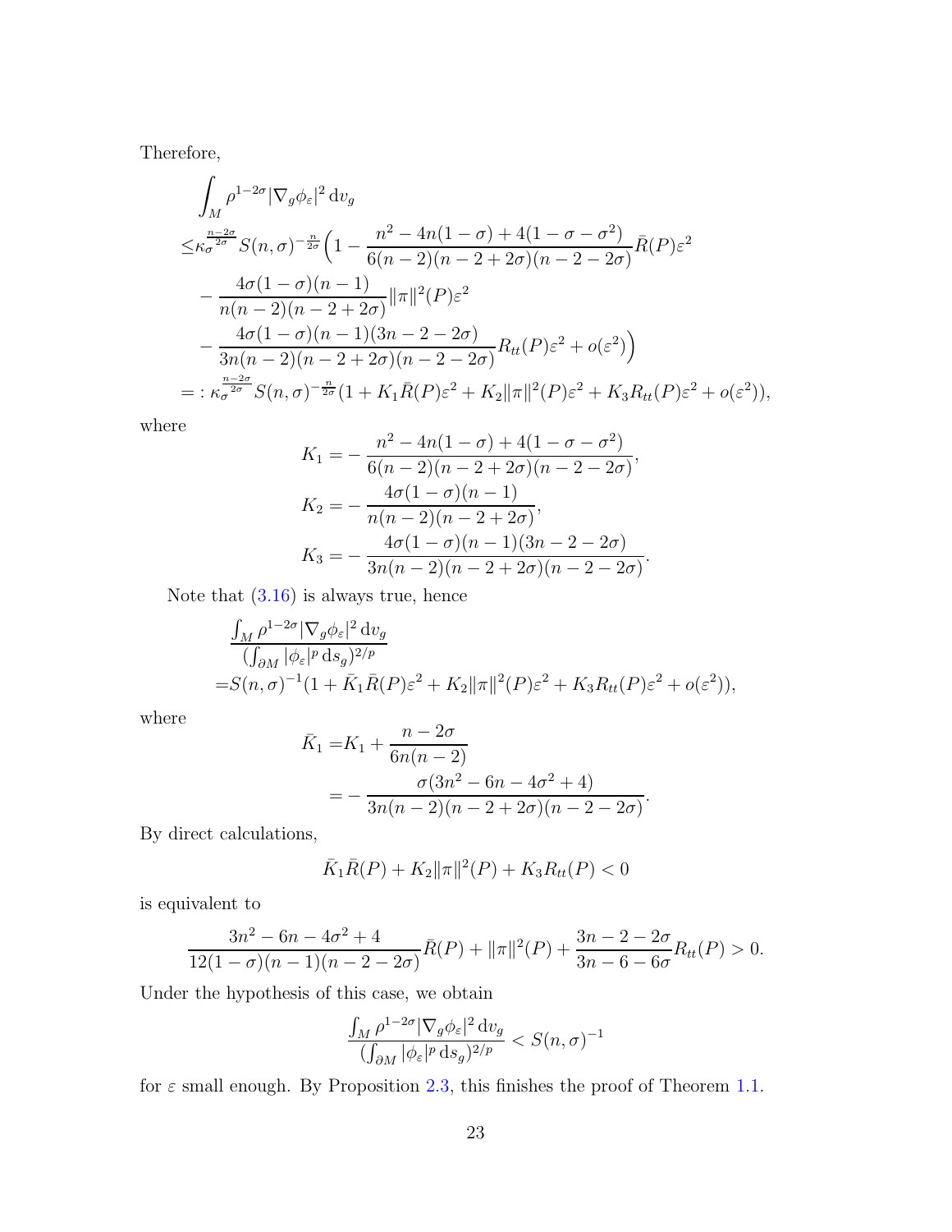Therefore,

$$
\begin{aligned}
&\int_M \rho^{1-2\sigma}|\nabla_g \phi_\varepsilon|^2 \, \mathrm{d}v_g \\
\le& \kappa_\sigma^{\frac{n-2\sigma}{2\sigma}} S(n,\sigma)^{-\frac{n}{2\sigma}} \Big( 1 - \frac{n^2 - 4n(1-\sigma) + 4(1-\sigma-\sigma^2)}{6(n-2)(n-2+2\sigma)(n-2-2\sigma)} \bar{R}(P)\varepsilon^2 \\
&- \frac{4\sigma(1-\sigma)(n-1)}{n(n-2)(n-2+2\sigma)} \|\pi\|^2(P)\varepsilon^2 \\
&- \frac{4\sigma(1-\sigma)(n-1)(3n-2-2\sigma)}{3n(n-2)(n-2+2\sigma)(n-2-2\sigma)} R_{tt}(P)\varepsilon^2 + o(\varepsilon^2) \Big) \\
=:& \kappa_\sigma^{\frac{n-2\sigma}{2\sigma}} S(n,\sigma)^{-\frac{n}{2\sigma}} (1 + K_1 \bar{R}(P)\varepsilon^2 + K_2 \|\pi\|^2(P)\varepsilon^2 + K_3 R_{tt}(P)\varepsilon^2 + o(\varepsilon^2)),
\end{aligned}
$$

where

$$
\begin{aligned}
K_1 &= -\frac{n^2 - 4n(1-\sigma) + 4(1-\sigma-\sigma^2)}{6(n-2)(n-2+2\sigma)(n-2-2\sigma)}, \\
K_2 &= -\frac{4\sigma(1-\sigma)(n-1)}{n(n-2)(n-2+2\sigma)}, \\
K_3 &= -\frac{4\sigma(1-\sigma)(n-1)(3n-2-2\sigma)}{3n(n-2)(n-2+2\sigma)(n-2-2\sigma)}.
\end{aligned}
$$

Note that (3.16) is always true, hence

$$
\begin{aligned}
&\frac{\int_M \rho^{1-2\sigma}|\nabla_g \phi_\varepsilon|^2 \, \mathrm{d}v_g}{(\int_{\partial M} |\phi_\varepsilon|^p \, \mathrm{d}s_g)^{2/p}} \\
=& S(n,\sigma)^{-1}(1 + \bar{K}_1 \bar{R}(P)\varepsilon^2 + K_2 \|\pi\|^2(P)\varepsilon^2 + K_3 R_{tt}(P)\varepsilon^2 + o(\varepsilon^2)),
\end{aligned}
$$

where

$$
\begin{aligned}
\bar{K}_1 =& K_1 + \frac{n-2\sigma}{6n(n-2)} \\
=& -\frac{\sigma(3n^2 - 6n - 4\sigma^2 + 4)}{3n(n-2)(n-2+2\sigma)(n-2-2\sigma)}.
\end{aligned}
$$

By direct calculations,

$$
\bar{K}_1 \bar{R}(P) + K_2 \|\pi\|^2(P) + K_3 R_{tt}(P) < 0
$$

is equivalent to

$$
\frac{3n^2 - 6n - 4\sigma^2 + 4}{12(1-\sigma)(n-1)(n-2-2\sigma)} \bar{R}(P) + \|\pi\|^2(P) + \frac{3n-2-2\sigma}{3n-6-6\sigma} R_{tt}(P) > 0.
$$

Under the hypothesis of this case, we obtain

$$
\frac{\int_M \rho^{1-2\sigma}|\nabla_g \phi_\varepsilon|^2 \, \mathrm{d}v_g}{(\int_{\partial M} |\phi_\varepsilon|^p \, \mathrm{d}s_g)^{2/p}} < S(n,\sigma)^{-1}
$$

for $\varepsilon$ small enough. By Proposition 2.3, this finishes the proof of Theorem 1.1.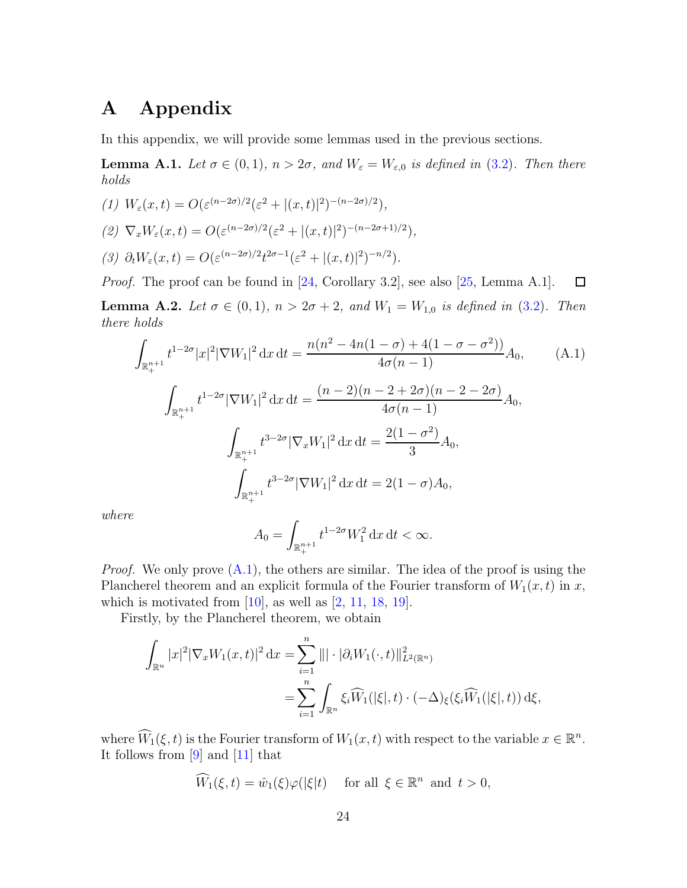# A Appendix

In this appendix, we will provide some lemmas used in the previous sections.

**Lemma A.1.** *Let $\sigma \in (0,1)$, $n > 2\sigma$, and $W_\varepsilon = W_{\varepsilon,0}$ is defined in (3.2). Then there holds*

*(1) $W_\varepsilon(x,t) = O(\varepsilon^{(n-2\sigma)/2}(\varepsilon^2 + |(x,t)|^2)^{-(n-2\sigma)/2})$,*

*(2) $\nabla_x W_\varepsilon(x,t) = O(\varepsilon^{(n-2\sigma)/2}(\varepsilon^2 + |(x,t)|^2)^{-(n-2\sigma+1)/2})$,*

*(3) $\partial_t W_\varepsilon(x,t) = O(\varepsilon^{(n-2\sigma)/2} t^{2\sigma-1}(\varepsilon^2 + |(x,t)|^2)^{-n/2})$.*

*Proof.* The proof can be found in [24, Corollary 3.2], see also [25, Lemma A.1]. $\square$

**Lemma A.2.** *Let $\sigma \in (0,1)$, $n > 2\sigma + 2$, and $W_1 = W_{1,0}$ is defined in (3.2). Then there holds*

$$\int_{\mathbb{R}^{n+1}_+} t^{1-2\sigma}|x|^2|\nabla W_1|^2 \,\mathrm{d}x\,\mathrm{d}t = \frac{n(n^2 - 4n(1-\sigma) + 4(1-\sigma-\sigma^2))}{4\sigma(n-1)} A_0, \tag{A.1}$$

$$\int_{\mathbb{R}^{n+1}_+} t^{1-2\sigma}|\nabla W_1|^2 \,\mathrm{d}x\,\mathrm{d}t = \frac{(n-2)(n-2+2\sigma)(n-2-2\sigma)}{4\sigma(n-1)} A_0,$$

$$\int_{\mathbb{R}^{n+1}_+} t^{3-2\sigma}|\nabla_x W_1|^2 \,\mathrm{d}x\,\mathrm{d}t = \frac{2(1-\sigma^2)}{3} A_0,$$

$$\int_{\mathbb{R}^{n+1}_+} t^{3-2\sigma}|\nabla W_1|^2 \,\mathrm{d}x\,\mathrm{d}t = 2(1-\sigma) A_0,$$

*where*

$$A_0 = \int_{\mathbb{R}^{n+1}_+} t^{1-2\sigma} W_1^2 \,\mathrm{d}x\,\mathrm{d}t < \infty.$$

*Proof.* We only prove (A.1), the others are similar. The idea of the proof is using the Plancherel theorem and an explicit formula of the Fourier transform of $W_1(x,t)$ in $x$, which is motivated from [10], as well as [2, 11, 18, 19].

Firstly, by the Plancherel theorem, we obtain

$$\begin{aligned}
\int_{\mathbb{R}^n} |x|^2 |\nabla_x W_1(x,t)|^2 \,\mathrm{d}x &= \sum_{i=1}^n \| |\cdot| \partial_i W_1(\cdot,t) \|^2_{L^2(\mathbb{R}^n)} \\
&= \sum_{i=1}^n \int_{\mathbb{R}^n} \xi_i \widehat{W_1}(|\xi|,t) \cdot (-\Delta)_\xi (\xi_i \widehat{W_1}(|\xi|,t)) \,\mathrm{d}\xi,
\end{aligned}$$

where $\widehat{W_1}(\xi,t)$ is the Fourier transform of $W_1(x,t)$ with respect to the variable $x \in \mathbb{R}^n$. It follows from [9] and [11] that

$$\widehat{W_1}(\xi,t) = \hat{w}_1(\xi)\varphi(|\xi|t) \quad \text{for all } \xi \in \mathbb{R}^n \text{ and } t > 0,$$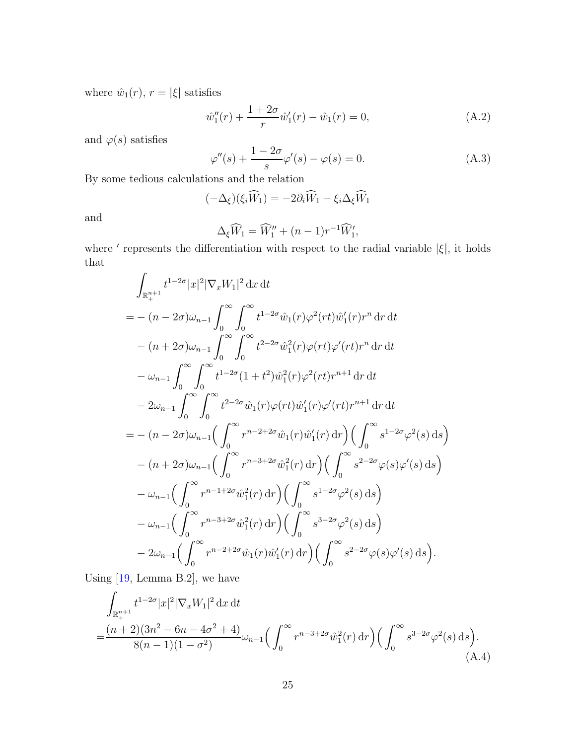where $\hat{w}_1(r)$, $r = |\xi|$ satisfies

$$
\hat{w}_1''(r) + \frac{1+2\sigma}{r}\hat{w}_1'(r) - \hat{w}_1(r) = 0, \tag{A.2}
$$

and $\varphi(s)$ satisfies

$$
\varphi''(s) + \frac{1-2\sigma}{s}\varphi'(s) - \varphi(s) = 0. \tag{A.3}
$$

By some tedious calculations and the relation

$$
(-\Delta_\xi)(\xi_i \widehat{W}_1) = -2\partial_i \widehat{W}_1 - \xi_i \Delta_\xi \widehat{W}_1
$$

and

$$
\Delta_\xi \widehat{W}_1 = \widehat{W}_1'' + (n-1)r^{-1}\widehat{W}_1',
$$

where $'$ represents the differentiation with respect to the radial variable $|\xi|$, it holds that

$$
\begin{aligned}
&\int_{\mathbb{R}^{n+1}_+} t^{1-2\sigma}|x|^2|\nabla_x W_1|^2 \,\mathrm{d}x\,\mathrm{d}t \\
=& -(n-2\sigma)\omega_{n-1}\int_0^\infty\int_0^\infty t^{1-2\sigma}\hat{w}_1(r)\varphi^2(rt)\hat{w}_1'(r)r^n \,\mathrm{d}r\,\mathrm{d}t \\
&-(n+2\sigma)\omega_{n-1}\int_0^\infty\int_0^\infty t^{2-2\sigma}\hat{w}_1^2(r)\varphi(rt)\varphi'(rt)r^n \,\mathrm{d}r\,\mathrm{d}t \\
&-\omega_{n-1}\int_0^\infty\int_0^\infty t^{1-2\sigma}(1+t^2)\hat{w}_1^2(r)\varphi^2(rt)r^{n+1} \,\mathrm{d}r\,\mathrm{d}t \\
&-2\omega_{n-1}\int_0^\infty\int_0^\infty t^{2-2\sigma}\hat{w}_1(r)\varphi(rt)\hat{w}_1'(r)\varphi'(rt)r^{n+1} \,\mathrm{d}r\,\mathrm{d}t \\
=& -(n-2\sigma)\omega_{n-1}\Big(\int_0^\infty r^{n-2+2\sigma}\hat{w}_1(r)\hat{w}_1'(r)\,\mathrm{d}r\Big)\Big(\int_0^\infty s^{1-2\sigma}\varphi^2(s)\,\mathrm{d}s\Big) \\
&-(n+2\sigma)\omega_{n-1}\Big(\int_0^\infty r^{n-3+2\sigma}\hat{w}_1^2(r)\,\mathrm{d}r\Big)\Big(\int_0^\infty s^{2-2\sigma}\varphi(s)\varphi'(s)\,\mathrm{d}s\Big) \\
&-\omega_{n-1}\Big(\int_0^\infty r^{n-1+2\sigma}\hat{w}_1^2(r)\,\mathrm{d}r\Big)\Big(\int_0^\infty s^{1-2\sigma}\varphi^2(s)\,\mathrm{d}s\Big) \\
&-\omega_{n-1}\Big(\int_0^\infty r^{n-3+2\sigma}\hat{w}_1^2(r)\,\mathrm{d}r\Big)\Big(\int_0^\infty s^{3-2\sigma}\varphi^2(s)\,\mathrm{d}s\Big) \\
&-2\omega_{n-1}\Big(\int_0^\infty r^{n-2+2\sigma}\hat{w}_1(r)\hat{w}_1'(r)\,\mathrm{d}r\Big)\Big(\int_0^\infty s^{2-2\sigma}\varphi(s)\varphi'(s)\,\mathrm{d}s\Big).
\end{aligned}
$$

Using [19, Lemma B.2], we have

$$
\begin{aligned}
&\int_{\mathbb{R}^{n+1}_+} t^{1-2\sigma}|x|^2|\nabla_x W_1|^2 \,\mathrm{d}x\,\mathrm{d}t \\
=&\frac{(n+2)(3n^2-6n-4\sigma^2+4)}{8(n-1)(1-\sigma^2)}\omega_{n-1}\Big(\int_0^\infty r^{n-3+2\sigma}\hat{w}_1^2(r)\,\mathrm{d}r\Big)\Big(\int_0^\infty s^{3-2\sigma}\varphi^2(s)\,\mathrm{d}s\Big).
\end{aligned} \tag{A.4}
$$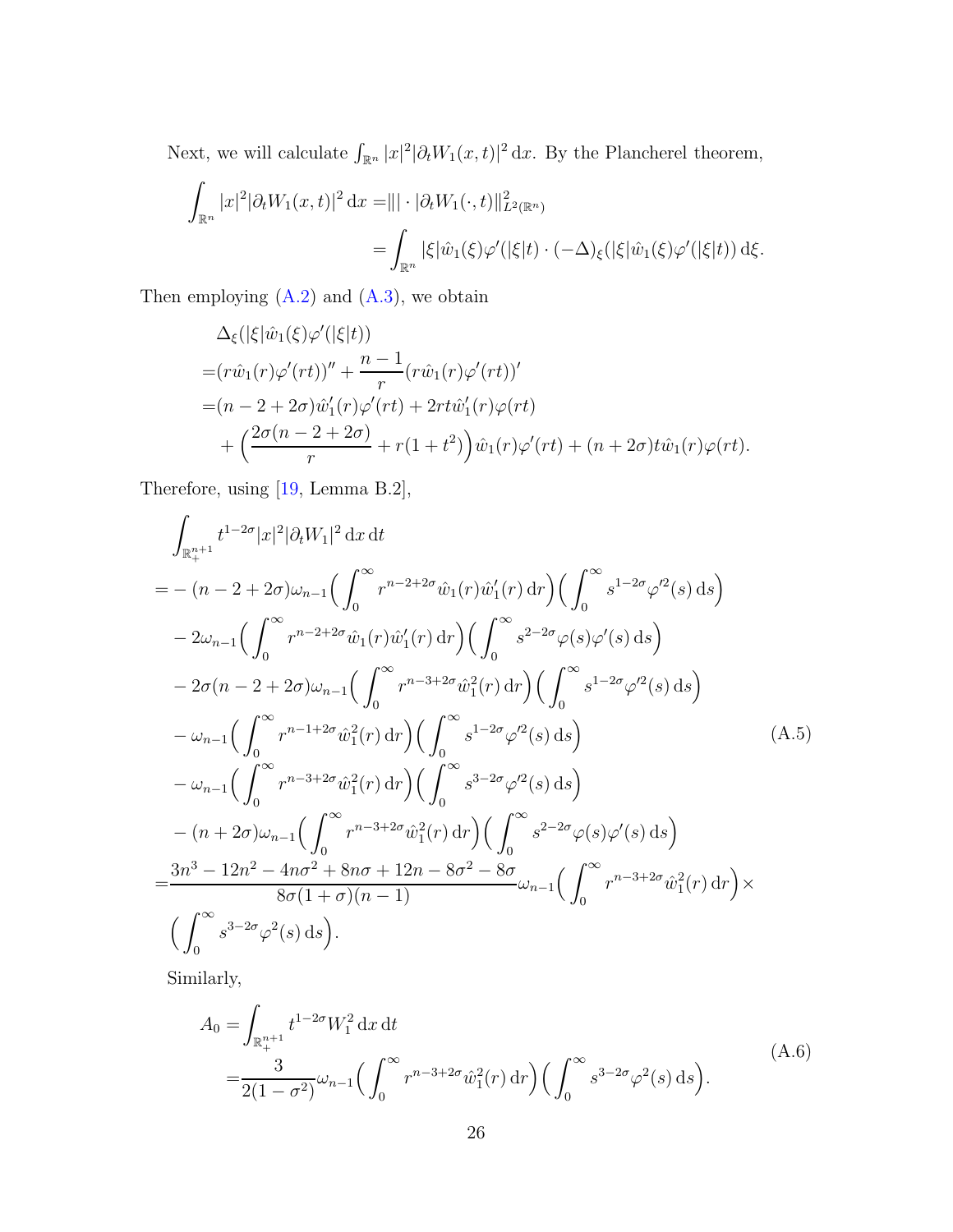Next, we will calculate $\int_{\mathbb{R}^n} |x|^2 |\partial_t W_1(x,t)|^2 \,\mathrm{d}x$. By the Plancherel theorem,

$$
\begin{aligned}
\int_{\mathbb{R}^n} |x|^2 |\partial_t W_1(x,t)|^2 \,\mathrm{d}x =& \| |\cdot| \partial_t W_1(\cdot,t) \|^2_{L^2(\mathbb{R}^n)} \\
&= \int_{\mathbb{R}^n} |\xi| \hat{w}_1(\xi) \varphi'(|\xi| t) \cdot (-\Delta)_\xi (|\xi| \hat{w}_1(\xi) \varphi'(|\xi| t)) \,\mathrm{d}\xi.
\end{aligned}
$$

Then employing (A.2) and (A.3), we obtain

$$
\begin{aligned}
&\Delta_\xi (|\xi| \hat{w}_1(\xi) \varphi'(|\xi| t)) \\
=& (r \hat{w}_1(r) \varphi'(rt))'' + \frac{n-1}{r} (r \hat{w}_1(r) \varphi'(rt))' \\
=& (n-2+2\sigma) \hat{w}_1'(r) \varphi'(rt) + 2rt \hat{w}_1'(r) \varphi(rt) \\
&+ \Big( \frac{2\sigma(n-2+2\sigma)}{r} + r(1+t^2) \Big) \hat{w}_1(r) \varphi'(rt) + (n+2\sigma) t \hat{w}_1(r) \varphi(rt).
\end{aligned}
$$

Therefore, using [19, Lemma B.2],

$$
\begin{aligned}
&\int_{\mathbb{R}^{n+1}_+} t^{1-2\sigma} |x|^2 |\partial_t W_1|^2 \,\mathrm{d}x \,\mathrm{d}t \\
=& -(n-2+2\sigma) \omega_{n-1} \Big( \int_0^\infty r^{n-2+2\sigma} \hat{w}_1(r) \hat{w}_1'(r) \,\mathrm{d}r \Big) \Big( \int_0^\infty s^{1-2\sigma} \varphi'^2(s) \,\mathrm{d}s \Big) \\
&- 2\omega_{n-1} \Big( \int_0^\infty r^{n-2+2\sigma} \hat{w}_1(r) \hat{w}_1'(r) \,\mathrm{d}r \Big) \Big( \int_0^\infty s^{2-2\sigma} \varphi(s) \varphi'(s) \,\mathrm{d}s \Big) \\
&- 2\sigma(n-2+2\sigma) \omega_{n-1} \Big( \int_0^\infty r^{n-3+2\sigma} \hat{w}_1^2(r) \,\mathrm{d}r \Big) \Big( \int_0^\infty s^{1-2\sigma} \varphi'^2(s) \,\mathrm{d}s \Big) \\
&- \omega_{n-1} \Big( \int_0^\infty r^{n-1+2\sigma} \hat{w}_1^2(r) \,\mathrm{d}r \Big) \Big( \int_0^\infty s^{1-2\sigma} \varphi'^2(s) \,\mathrm{d}s \Big) \\
&- \omega_{n-1} \Big( \int_0^\infty r^{n-3+2\sigma} \hat{w}_1^2(r) \,\mathrm{d}r \Big) \Big( \int_0^\infty s^{3-2\sigma} \varphi'^2(s) \,\mathrm{d}s \Big) \\
&- (n+2\sigma) \omega_{n-1} \Big( \int_0^\infty r^{n-3+2\sigma} \hat{w}_1^2(r) \,\mathrm{d}r \Big) \Big( \int_0^\infty s^{2-2\sigma} \varphi(s) \varphi'(s) \,\mathrm{d}s \Big) \\
=& \frac{3n^3 - 12n^2 - 4n\sigma^2 + 8n\sigma + 12n - 8\sigma^2 - 8\sigma}{8\sigma(1+\sigma)(n-1)} \omega_{n-1} \Big( \int_0^\infty r^{n-3+2\sigma} \hat{w}_1^2(r) \,\mathrm{d}r \Big) \times \\
&\Big( \int_0^\infty s^{3-2\sigma} \varphi^2(s) \,\mathrm{d}s \Big).
\end{aligned}
\tag{A.5}
$$

Similarly,

$$
\begin{aligned}
A_0 =& \int_{\mathbb{R}^{n+1}_+} t^{1-2\sigma} W_1^2 \,\mathrm{d}x \,\mathrm{d}t \\
=& \frac{3}{2(1-\sigma^2)} \omega_{n-1} \Big( \int_0^\infty r^{n-3+2\sigma} \hat{w}_1^2(r) \,\mathrm{d}r \Big) \Big( \int_0^\infty s^{3-2\sigma} \varphi^2(s) \,\mathrm{d}s \Big).
\end{aligned}
\tag{A.6}
$$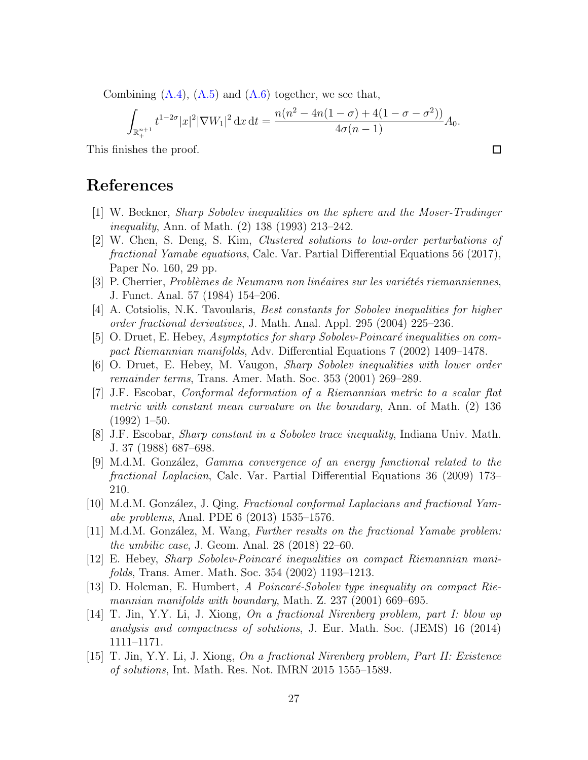Combining (A.4), (A.5) and (A.6) together, we see that,

$$\int_{\mathbb{R}^{n+1}_+} t^{1-2\sigma}|x|^2|\nabla W_1|^2 \, \mathrm{d}x \, \mathrm{d}t = \frac{n(n^2 - 4n(1-\sigma) + 4(1-\sigma-\sigma^2))}{4\sigma(n-1)} A_0.$$

This finishes the proof. □

# References

[1] W. Beckner, *Sharp Sobolev inequalities on the sphere and the Moser-Trudinger inequality*, Ann. of Math. (2) 138 (1993) 213–242.

[2] W. Chen, S. Deng, S. Kim, *Clustered solutions to low-order perturbations of fractional Yamabe equations*, Calc. Var. Partial Differential Equations 56 (2017), Paper No. 160, 29 pp.

[3] P. Cherrier, *Problèmes de Neumann non linéaires sur les variétés riemanniennes*, J. Funct. Anal. 57 (1984) 154–206.

[4] A. Cotsiolis, N.K. Tavoularis, *Best constants for Sobolev inequalities for higher order fractional derivatives*, J. Math. Anal. Appl. 295 (2004) 225–236.

[5] O. Druet, E. Hebey, *Asymptotics for sharp Sobolev-Poincaré inequalities on compact Riemannian manifolds*, Adv. Differential Equations 7 (2002) 1409–1478.

[6] O. Druet, E. Hebey, M. Vaugon, *Sharp Sobolev inequalities with lower order remainder terms*, Trans. Amer. Math. Soc. 353 (2001) 269–289.

[7] J.F. Escobar, *Conformal deformation of a Riemannian metric to a scalar flat metric with constant mean curvature on the boundary*, Ann. of Math. (2) 136 (1992) 1–50.

[8] J.F. Escobar, *Sharp constant in a Sobolev trace inequality*, Indiana Univ. Math. J. 37 (1988) 687–698.

[9] M.d.M. González, *Gamma convergence of an energy functional related to the fractional Laplacian*, Calc. Var. Partial Differential Equations 36 (2009) 173–210.

[10] M.d.M. González, J. Qing, *Fractional conformal Laplacians and fractional Yamabe problems*, Anal. PDE 6 (2013) 1535–1576.

[11] M.d.M. González, M. Wang, *Further results on the fractional Yamabe problem: the umbilic case*, J. Geom. Anal. 28 (2018) 22–60.

[12] E. Hebey, *Sharp Sobolev-Poincaré inequalities on compact Riemannian manifolds*, Trans. Amer. Math. Soc. 354 (2002) 1193–1213.

[13] D. Holcman, E. Humbert, *A Poincaré-Sobolev type inequality on compact Riemannian manifolds with boundary*, Math. Z. 237 (2001) 669–695.

[14] T. Jin, Y.Y. Li, J. Xiong, *On a fractional Nirenberg problem, part I: blow up analysis and compactness of solutions*, J. Eur. Math. Soc. (JEMS) 16 (2014) 1111–1171.

[15] T. Jin, Y.Y. Li, J. Xiong, *On a fractional Nirenberg problem, Part II: Existence of solutions*, Int. Math. Res. Not. IMRN 2015 1555–1589.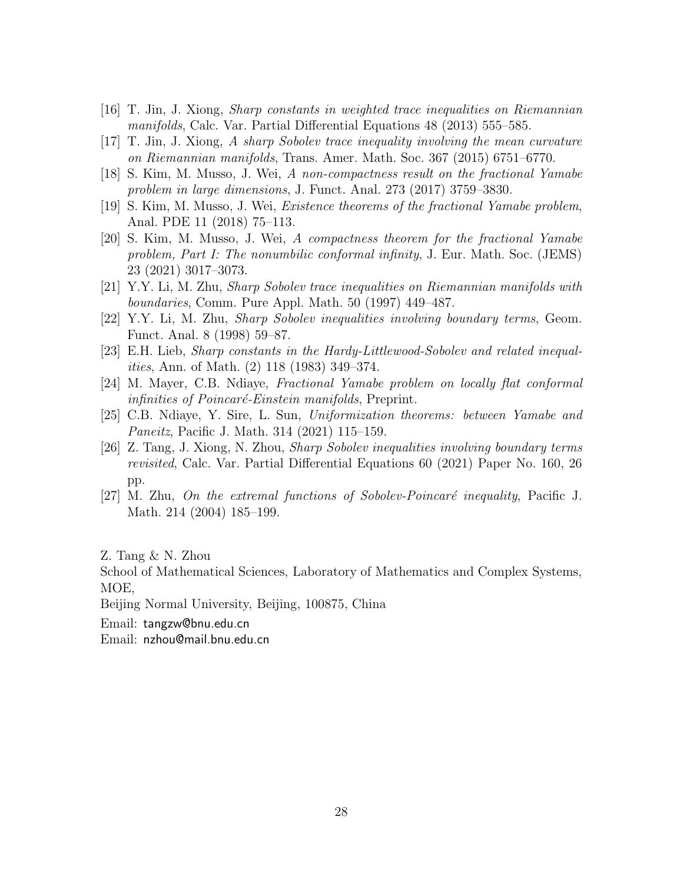[16] T. Jin, J. Xiong, *Sharp constants in weighted trace inequalities on Riemannian manifolds*, Calc. Var. Partial Differential Equations 48 (2013) 555–585.

[17] T. Jin, J. Xiong, *A sharp Sobolev trace inequality involving the mean curvature on Riemannian manifolds*, Trans. Amer. Math. Soc. 367 (2015) 6751–6770.

[18] S. Kim, M. Musso, J. Wei, *A non-compactness result on the fractional Yamabe problem in large dimensions*, J. Funct. Anal. 273 (2017) 3759–3830.

[19] S. Kim, M. Musso, J. Wei, *Existence theorems of the fractional Yamabe problem*, Anal. PDE 11 (2018) 75–113.

[20] S. Kim, M. Musso, J. Wei, *A compactness theorem for the fractional Yamabe problem, Part I: The nonumbilic conformal infinity*, J. Eur. Math. Soc. (JEMS) 23 (2021) 3017–3073.

[21] Y.Y. Li, M. Zhu, *Sharp Sobolev trace inequalities on Riemannian manifolds with boundaries*, Comm. Pure Appl. Math. 50 (1997) 449–487.

[22] Y.Y. Li, M. Zhu, *Sharp Sobolev inequalities involving boundary terms*, Geom. Funct. Anal. 8 (1998) 59–87.

[23] E.H. Lieb, *Sharp constants in the Hardy-Littlewood-Sobolev and related inequalities*, Ann. of Math. (2) 118 (1983) 349–374.

[24] M. Mayer, C.B. Ndiaye, *Fractional Yamabe problem on locally flat conformal infinities of Poincaré-Einstein manifolds*, Preprint.

[25] C.B. Ndiaye, Y. Sire, L. Sun, *Uniformization theorems: between Yamabe and Paneitz*, Pacific J. Math. 314 (2021) 115–159.

[26] Z. Tang, J. Xiong, N. Zhou, *Sharp Sobolev inequalities involving boundary terms revisited*, Calc. Var. Partial Differential Equations 60 (2021) Paper No. 160, 26 pp.

[27] M. Zhu, *On the extremal functions of Sobolev-Poincaré inequality*, Pacific J. Math. 214 (2004) 185–199.

Z. Tang & N. Zhou

School of Mathematical Sciences, Laboratory of Mathematics and Complex Systems, MOE,

Beijing Normal University, Beijing, 100875, China

Email: tangzw@bnu.edu.cn

Email: nzhou@mail.bnu.edu.cn